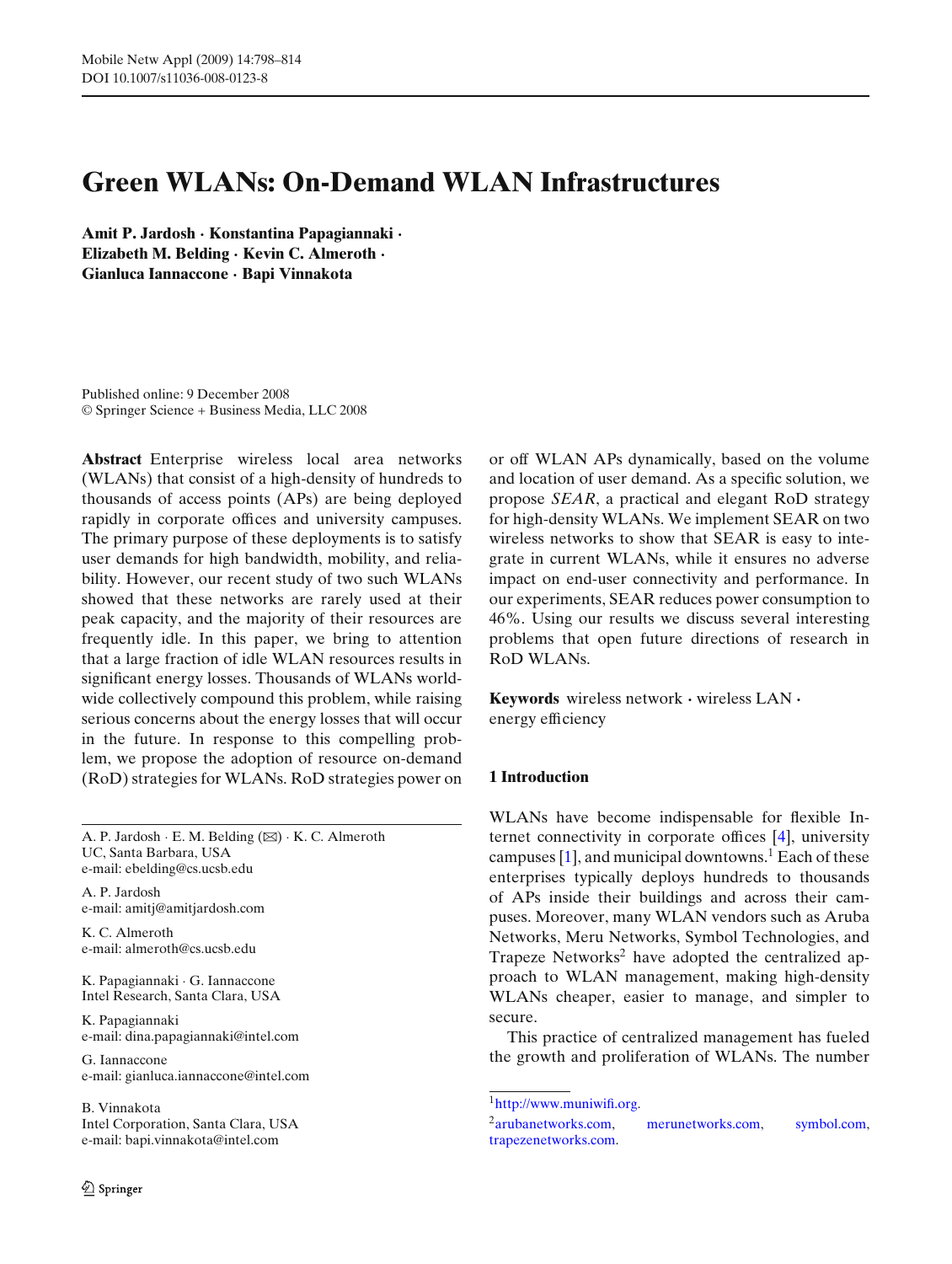# Green WLANs: On-Demand WLAN Infrastructures

**Amit P. Jardosh · Konstantina Papagiannaki · Elizabeth M. Belding · Kevin C. Almeroth · Gianluca Iannaccone · Bapi Vinnakota**

Published online: 9 December 2008
© Springer Science + Business Media, LLC 2008

**Abstract** Enterprise wireless local area networks (WLANs) that consist of a high-density of hundreds to thousands of access points (APs) are being deployed rapidly in corporate offices and university campuses. The primary purpose of these deployments is to satisfy user demands for high bandwidth, mobility, and reliability. However, our recent study of two such WLANs showed that these networks are rarely used at their peak capacity, and the majority of their resources are frequently idle. In this paper, we bring to attention that a large fraction of idle WLAN resources results in significant energy losses. Thousands of WLANs worldwide collectively compound this problem, while raising serious concerns about the energy losses that will occur in the future. In response to this compelling problem, we propose the adoption of resource on-demand (RoD) strategies for WLANs. RoD strategies power on or off WLAN APs dynamically, based on the volume and location of user demand. As a specific solution, we propose *SEAR*, a practical and elegant RoD strategy for high-density WLANs. We implement SEAR on two wireless networks to show that SEAR is easy to integrate in current WLANs, while it ensures no adverse impact on end-user connectivity and performance. In our experiments, SEAR reduces power consumption to 46%. Using our results we discuss several interesting problems that open future directions of research in RoD WLANs.

**Keywords** wireless network · wireless LAN · energy efficiency

A. P. Jardosh · E. M. Belding (✉) · K. C. Almeroth
UC, Santa Barbara, USA
e-mail: ebelding@cs.ucsb.edu

A. P. Jardosh
e-mail: amitj@amitjardosh.com

K. C. Almeroth
e-mail: almeroth@cs.ucsb.edu

K. Papagiannaki · G. Iannaccone
Intel Research, Santa Clara, USA

K. Papagiannaki
e-mail: dina.papagiannaki@intel.com

G. Iannaccone
e-mail: gianluca.iannaccone@intel.com

B. Vinnakota
Intel Corporation, Santa Clara, USA
e-mail: bapi.vinnakota@intel.com

## 1 Introduction

WLANs have become indispensable for flexible Internet connectivity in corporate offices [4], university campuses [1], and municipal downtowns.[1] Each of these enterprises typically deploys hundreds to thousands of APs inside their buildings and across their campuses. Moreover, many WLAN vendors such as Aruba Networks, Meru Networks, Symbol Technologies, and Trapeze Networks[2] have adopted the centralized approach to WLAN management, making high-density WLANs cheaper, easier to manage, and simpler to secure.

This practice of centralized management has fueled the growth and proliferation of WLANs. The number

---

[1] http://www.muniwifi.org.

[2] arubanetworks.com, merunetworks.com, symbol.com, trapezenetworks.com.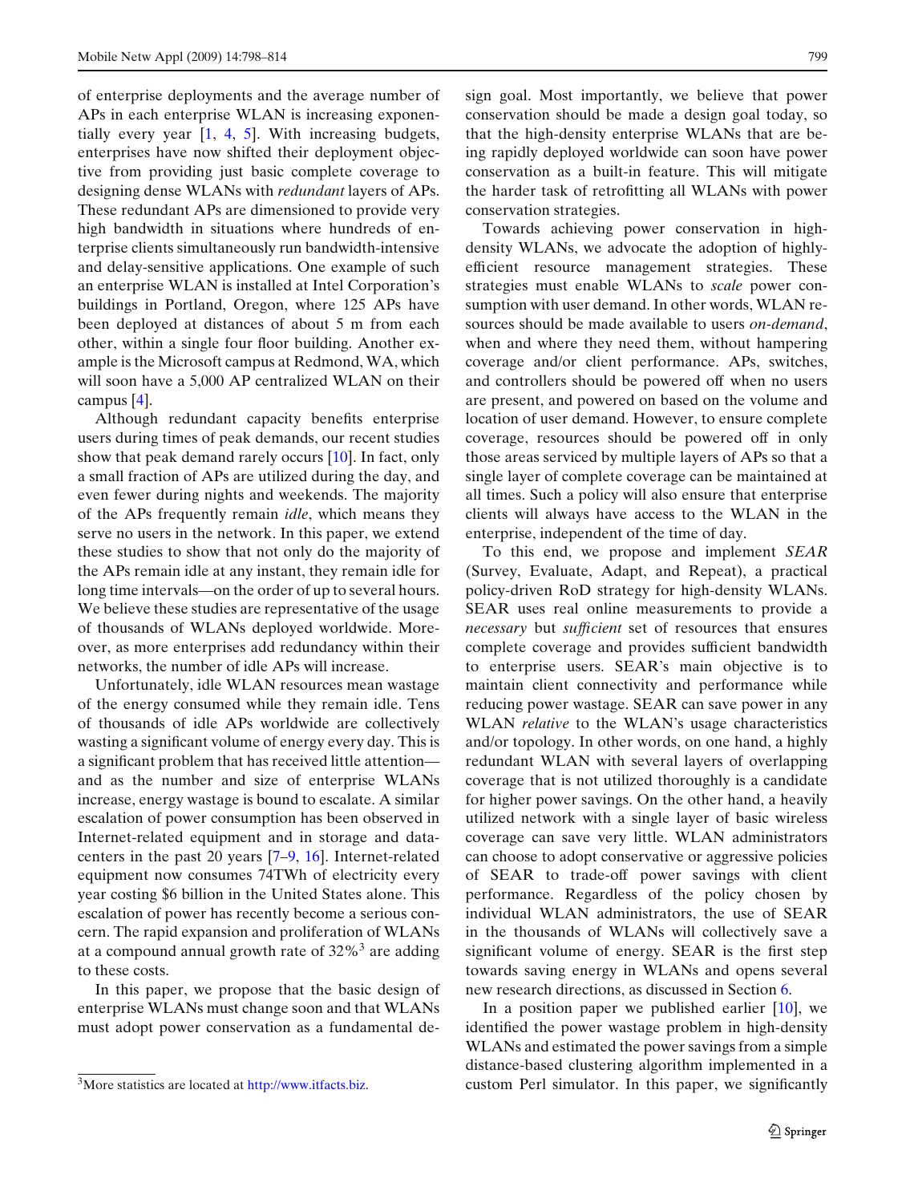of enterprise deployments and the average number of APs in each enterprise WLAN is increasing exponentially every year [1, 4, 5]. With increasing budgets, enterprises have now shifted their deployment objective from providing just basic complete coverage to designing dense WLANs with *redundant* layers of APs. These redundant APs are dimensioned to provide very high bandwidth in situations where hundreds of enterprise clients simultaneously run bandwidth-intensive and delay-sensitive applications. One example of such an enterprise WLAN is installed at Intel Corporation's buildings in Portland, Oregon, where 125 APs have been deployed at distances of about 5 m from each other, within a single four floor building. Another example is the Microsoft campus at Redmond, WA, which will soon have a 5,000 AP centralized WLAN on their campus [4].

Although redundant capacity benefits enterprise users during times of peak demands, our recent studies show that peak demand rarely occurs [10]. In fact, only a small fraction of APs are utilized during the day, and even fewer during nights and weekends. The majority of the APs frequently remain *idle*, which means they serve no users in the network. In this paper, we extend these studies to show that not only do the majority of the APs remain idle at any instant, they remain idle for long time intervals—on the order of up to several hours. We believe these studies are representative of the usage of thousands of WLANs deployed worldwide. Moreover, as more enterprises add redundancy within their networks, the number of idle APs will increase.

Unfortunately, idle WLAN resources mean wastage of the energy consumed while they remain idle. Tens of thousands of idle APs worldwide are collectively wasting a significant volume of energy every day. This is a significant problem that has received little attention—and as the number and size of enterprise WLANs increase, energy wastage is bound to escalate. A similar escalation of power consumption has been observed in Internet-related equipment and in storage and datacenters in the past 20 years [7–9, 16]. Internet-related equipment now consumes 74TWh of electricity every year costing $6 billion in the United States alone. This escalation of power has recently become a serious concern. The rapid expansion and proliferation of WLANs at a compound annual growth rate of 32%[3] are adding to these costs.

In this paper, we propose that the basic design of enterprise WLANs must change soon and that WLANs must adopt power conservation as a fundamental design goal. Most importantly, we believe that power conservation should be made a design goal today, so that the high-density enterprise WLANs that are being rapidly deployed worldwide can soon have power conservation as a built-in feature. This will mitigate the harder task of retrofitting all WLANs with power conservation strategies.

Towards achieving power conservation in high-density WLANs, we advocate the adoption of highly-efficient resource management strategies. These strategies must enable WLANs to *scale* power consumption with user demand. In other words, WLAN resources should be made available to users *on-demand*, when and where they need them, without hampering coverage and/or client performance. APs, switches, and controllers should be powered off when no users are present, and powered on based on the volume and location of user demand. However, to ensure complete coverage, resources should be powered off in only those areas serviced by multiple layers of APs so that a single layer of complete coverage can be maintained at all times. Such a policy will also ensure that enterprise clients will always have access to the WLAN in the enterprise, independent of the time of day.

To this end, we propose and implement *SEAR* (Survey, Evaluate, Adapt, and Repeat), a practical policy-driven RoD strategy for high-density WLANs. SEAR uses real online measurements to provide a *necessary* but *sufficient* set of resources that ensures complete coverage and provides sufficient bandwidth to enterprise users. SEAR's main objective is to maintain client connectivity and performance while reducing power wastage. SEAR can save power in any WLAN *relative* to the WLAN's usage characteristics and/or topology. In other words, on one hand, a highly redundant WLAN with several layers of overlapping coverage that is not utilized thoroughly is a candidate for higher power savings. On the other hand, a heavily utilized network with a single layer of basic wireless coverage can save very little. WLAN administrators can choose to adopt conservative or aggressive policies of SEAR to trade-off power savings with client performance. Regardless of the policy chosen by individual WLAN administrators, the use of SEAR in the thousands of WLANs will collectively save a significant volume of energy. SEAR is the first step towards saving energy in WLANs and opens several new research directions, as discussed in Section 6.

In a position paper we published earlier [10], we identified the power wastage problem in high-density WLANs and estimated the power savings from a simple distance-based clustering algorithm implemented in a custom Perl simulator. In this paper, we significantly

[3]More statistics are located at http://www.itfacts.biz.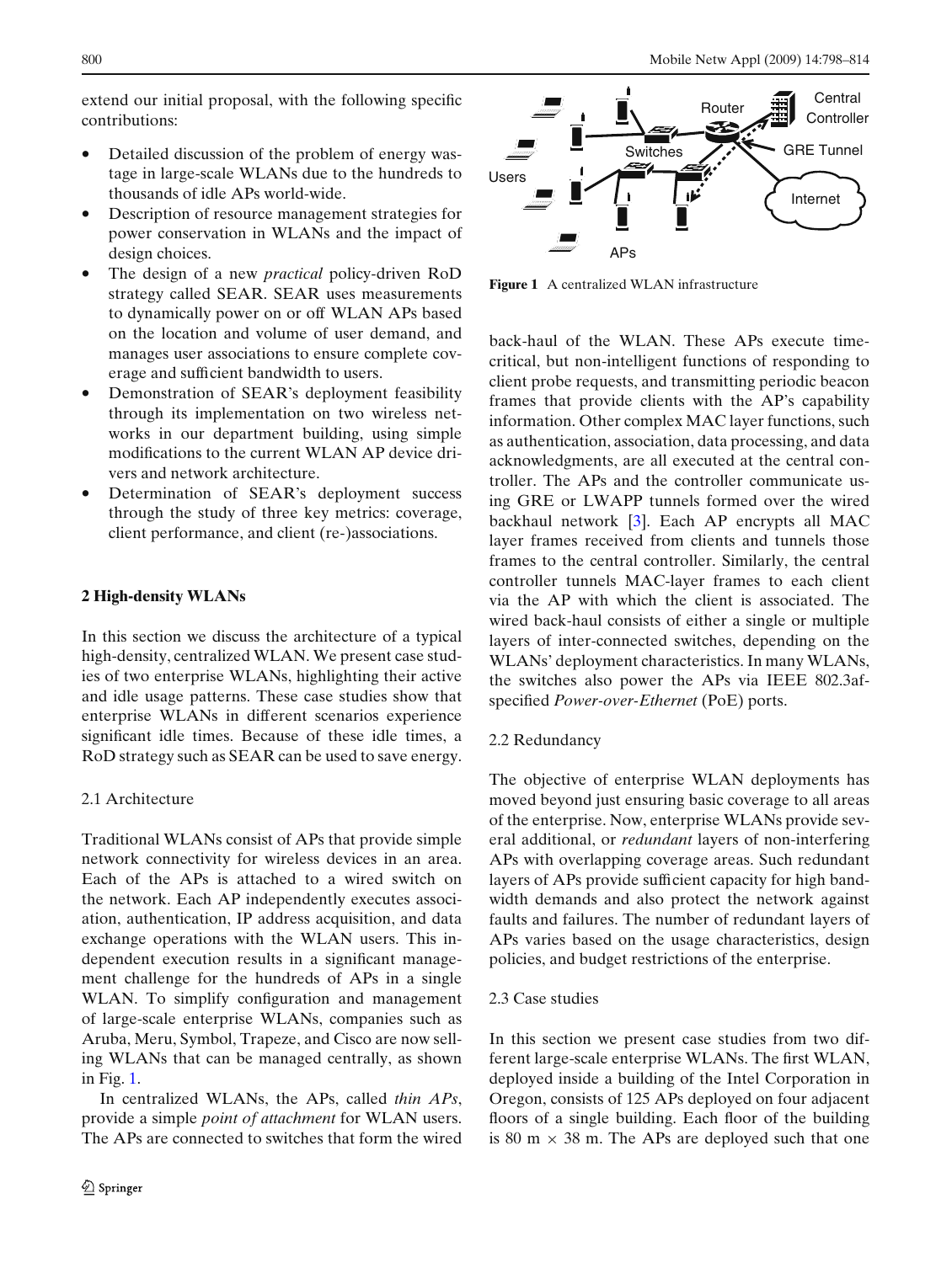extend our initial proposal, with the following specific contributions:

- Detailed discussion of the problem of energy wastage in large-scale WLANs due to the hundreds to thousands of idle APs world-wide.
- Description of resource management strategies for power conservation in WLANs and the impact of design choices.
- The design of a new *practical* policy-driven RoD strategy called SEAR. SEAR uses measurements to dynamically power on or off WLAN APs based on the location and volume of user demand, and manages user associations to ensure complete coverage and sufficient bandwidth to users.
- Demonstration of SEAR's deployment feasibility through its implementation on two wireless networks in our department building, using simple modifications to the current WLAN AP device drivers and network architecture.
- Determination of SEAR's deployment success through the study of three key metrics: coverage, client performance, and client (re-)associations.

## 2 High-density WLANs

In this section we discuss the architecture of a typical high-density, centralized WLAN. We present case studies of two enterprise WLANs, highlighting their active and idle usage patterns. These case studies show that enterprise WLANs in different scenarios experience significant idle times. Because of these idle times, a RoD strategy such as SEAR can be used to save energy.

### 2.1 Architecture

Traditional WLANs consist of APs that provide simple network connectivity for wireless devices in an area. Each of the APs is attached to a wired switch on the network. Each AP independently executes association, authentication, IP address acquisition, and data exchange operations with the WLAN users. This independent execution results in a significant management challenge for the hundreds of APs in a single WLAN. To simplify configuration and management of large-scale enterprise WLANs, companies such as Aruba, Meru, Symbol, Trapeze, and Cisco are now selling WLANs that can be managed centrally, as shown in Fig. 1.

In centralized WLANs, the APs, called *thin APs*, provide a simple *point of attachment* for WLAN users. The APs are connected to switches that form the wired back-haul of the WLAN. These APs execute time-critical, but non-intelligent functions of responding to client probe requests, and transmitting periodic beacon frames that provide clients with the AP's capability information. Other complex MAC layer functions, such as authentication, association, data processing, and data acknowledgments, are all executed at the central controller. The APs and the controller communicate using GRE or LWAPP tunnels formed over the wired backhaul network [3]. Each AP encrypts all MAC layer frames received from clients and tunnels those frames to the central controller. Similarly, the central controller tunnels MAC-layer frames to each client via the AP with which the client is associated. The wired back-haul consists of either a single or multiple layers of inter-connected switches, depending on the WLANs' deployment characteristics. In many WLANs, the switches also power the APs via IEEE 802.3af-specified *Power-over-Ethernet* (PoE) ports.

Router
Central Controller
Switches
GRE Tunnel
Users
Internet
APs

**Figure 1** A centralized WLAN infrastructure

### 2.2 Redundancy

The objective of enterprise WLAN deployments has moved beyond just ensuring basic coverage to all areas of the enterprise. Now, enterprise WLANs provide several additional, or *redundant* layers of non-interfering APs with overlapping coverage areas. Such redundant layers of APs provide sufficient capacity for high bandwidth demands and also protect the network against faults and failures. The number of redundant layers of APs varies based on the usage characteristics, design policies, and budget restrictions of the enterprise.

### 2.3 Case studies

In this section we present case studies from two different large-scale enterprise WLANs. The first WLAN, deployed inside a building of the Intel Corporation in Oregon, consists of 125 APs deployed on four adjacent floors of a single building. Each floor of the building is 80 m × 38 m. The APs are deployed such that one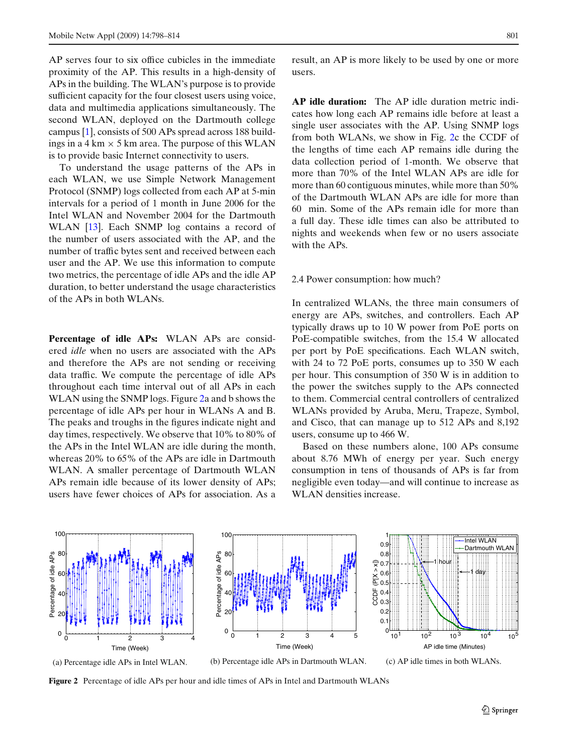AP serves four to six office cubicles in the immediate proximity of the AP. This results in a high-density of APs in the building. The WLAN's purpose is to provide sufficient capacity for the four closest users using voice, data and multimedia applications simultaneously. The second WLAN, deployed on the Dartmouth college campus [1], consists of 500 APs spread across 188 buildings in a 4 km × 5 km area. The purpose of this WLAN is to provide basic Internet connectivity to users.

To understand the usage patterns of the APs in each WLAN, we use Simple Network Management Protocol (SNMP) logs collected from each AP at 5-min intervals for a period of 1 month in June 2006 for the Intel WLAN and November 2004 for the Dartmouth WLAN [13]. Each SNMP log contains a record of the number of users associated with the AP, and the number of traffic bytes sent and received between each user and the AP. We use this information to compute two metrics, the percentage of idle APs and the idle AP duration, to better understand the usage characteristics of the APs in both WLANs.

**Percentage of idle APs:** WLAN APs are considered *idle* when no users are associated with the APs and therefore the APs are not sending or receiving data traffic. We compute the percentage of idle APs throughout each time interval out of all APs in each WLAN using the SNMP logs. Figure 2a and b shows the percentage of idle APs per hour in WLANs A and B. The peaks and troughs in the figures indicate night and day times, respectively. We observe that 10% to 80% of the APs in the Intel WLAN are idle during the month, whereas 20% to 65% of the APs are idle in Dartmouth WLAN. A smaller percentage of Dartmouth WLAN APs remain idle because of its lower density of APs; users have fewer choices of APs for association. As a result, an AP is more likely to be used by one or more users.

**AP idle duration:** The AP idle duration metric indicates how long each AP remains idle before at least a single user associates with the AP. Using SNMP logs from both WLANs, we show in Fig. 2c the CCDF of the lengths of time each AP remains idle during the data collection period of 1-month. We observe that more than 70% of the Intel WLAN APs are idle for more than 60 contiguous minutes, while more than 50% of the Dartmouth WLAN APs are idle for more than 60 min. Some of the APs remain idle for more than a full day. These idle times can also be attributed to nights and weekends when few or no users associate with the APs.

### 2.4 Power consumption: how much?

In centralized WLANs, the three main consumers of energy are APs, switches, and controllers. Each AP typically draws up to 10 W power from PoE ports on PoE-compatible switches, from the 15.4 W allocated per port by PoE specifications. Each WLAN switch, with 24 to 72 PoE ports, consumes up to 350 W each per hour. This consumption of 350 W is in addition to the power the switches supply to the APs connected to them. Commercial central controllers of centralized WLANs provided by Aruba, Meru, Trapeze, Symbol, and Cisco, that can manage up to 512 APs and 8,192 users, consume up to 466 W.

Based on these numbers alone, 100 APs consume about 8.76 MWh of energy per year. Such energy consumption in tens of thousands of APs is far from negligible even today—and will continue to increase as WLAN densities increase.

(a) Percentage idle APs in Intel WLAN. (b) Percentage idle APs in Dartmouth WLAN. (c) AP idle times in both WLANs.

**Figure 2** Percentage of idle APs per hour and idle times of APs in Intel and Dartmouth WLANs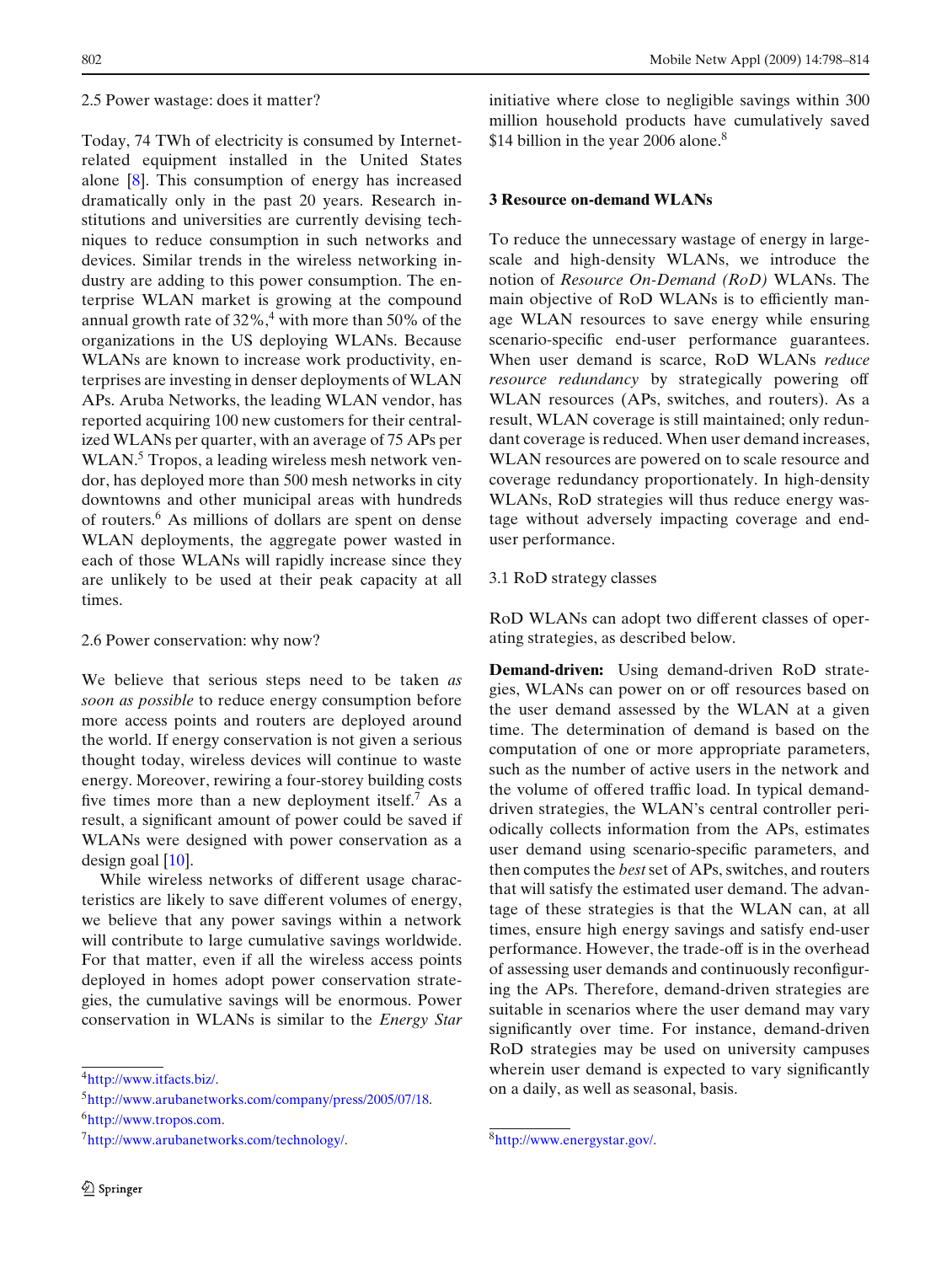### 2.5 Power wastage: does it matter?

Today, 74 TWh of electricity is consumed by Internet-related equipment installed in the United States alone [8]. This consumption of energy has increased dramatically only in the past 20 years. Research institutions and universities are currently devising techniques to reduce consumption in such networks and devices. Similar trends in the wireless networking industry are adding to this power consumption. The enterprise WLAN market is growing at the compound annual growth rate of 32%,[4] with more than 50% of the organizations in the US deploying WLANs. Because WLANs are known to increase work productivity, enterprises are investing in denser deployments of WLAN APs. Aruba Networks, the leading WLAN vendor, has reported acquiring 100 new customers for their centralized WLANs per quarter, with an average of 75 APs per WLAN.[5] Tropos, a leading wireless mesh network vendor, has deployed more than 500 mesh networks in city downtowns and other municipal areas with hundreds of routers.[6] As millions of dollars are spent on dense WLAN deployments, the aggregate power wasted in each of those WLANs will rapidly increase since they are unlikely to be used at their peak capacity at all times.

### 2.6 Power conservation: why now?

We believe that serious steps need to be taken *as soon as possible* to reduce energy consumption before more access points and routers are deployed around the world. If energy conservation is not given a serious thought today, wireless devices will continue to waste energy. Moreover, rewiring a four-storey building costs five times more than a new deployment itself.[7] As a result, a significant amount of power could be saved if WLANs were designed with power conservation as a design goal [10].

While wireless networks of different usage characteristics are likely to save different volumes of energy, we believe that any power savings within a network will contribute to large cumulative savings worldwide. For that matter, even if all the wireless access points deployed in homes adopt power conservation strategies, the cumulative savings will be enormous. Power conservation in WLANs is similar to the *Energy Star* initiative where close to negligible savings within 300 million household products have cumulatively saved $14 billion in the year 2006 alone.[8]

## 3 Resource on-demand WLANs

To reduce the unnecessary wastage of energy in large-scale and high-density WLANs, we introduce the notion of *Resource On-Demand (RoD)* WLANs. The main objective of RoD WLANs is to efficiently manage WLAN resources to save energy while ensuring scenario-specific end-user performance guarantees. When user demand is scarce, RoD WLANs *reduce resource redundancy* by strategically powering off WLAN resources (APs, switches, and routers). As a result, WLAN coverage is still maintained; only redundant coverage is reduced. When user demand increases, WLAN resources are powered on to scale resource and coverage redundancy proportionately. In high-density WLANs, RoD strategies will thus reduce energy wastage without adversely impacting coverage and end-user performance.

### 3.1 RoD strategy classes

RoD WLANs can adopt two different classes of operating strategies, as described below.

**Demand-driven:** Using demand-driven RoD strategies, WLANs can power on or off resources based on the user demand assessed by the WLAN at a given time. The determination of demand is based on the computation of one or more appropriate parameters, such as the number of active users in the network and the volume of offered traffic load. In typical demand-driven strategies, the WLAN's central controller periodically collects information from the APs, estimates user demand using scenario-specific parameters, and then computes the *best* set of APs, switches, and routers that will satisfy the estimated user demand. The advantage of these strategies is that the WLAN can, at all times, ensure high energy savings and satisfy end-user performance. However, the trade-off is in the overhead of assessing user demands and continuously reconfiguring the APs. Therefore, demand-driven strategies are suitable in scenarios where the user demand may vary significantly over time. For instance, demand-driven RoD strategies may be used on university campuses wherein user demand is expected to vary significantly on a daily, as well as seasonal, basis.

---

[4] http://www.itfacts.biz/.

[5] http://www.arubanetworks.com/company/press/2005/07/18.

[6] http://www.tropos.com.

[7] http://www.arubanetworks.com/technology/.

[8] http://www.energystar.gov/.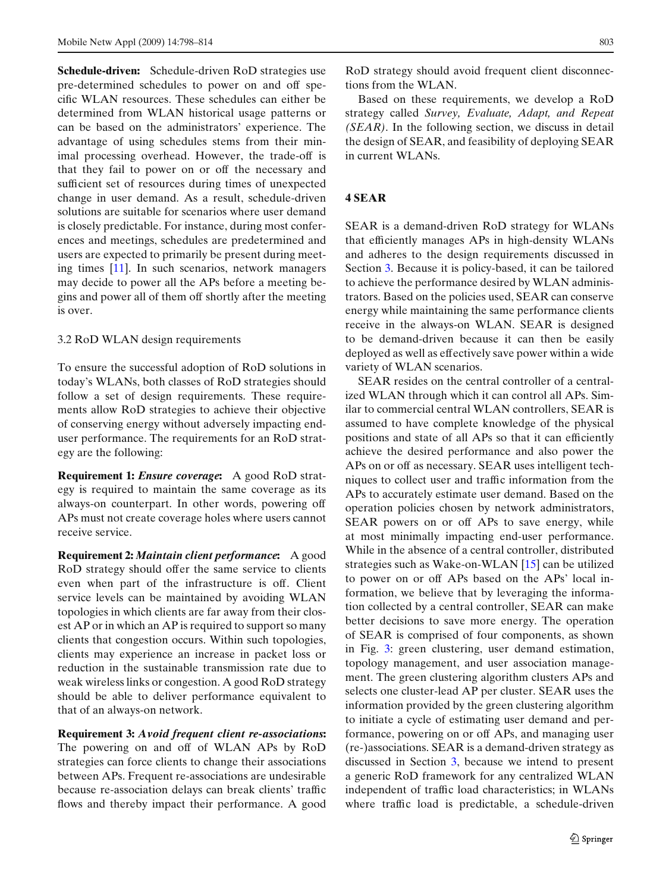**Schedule-driven:** Schedule-driven RoD strategies use pre-determined schedules to power on and off specific WLAN resources. These schedules can either be determined from WLAN historical usage patterns or can be based on the administrators' experience. The advantage of using schedules stems from their minimal processing overhead. However, the trade-off is that they fail to power on or off the necessary and sufficient set of resources during times of unexpected change in user demand. As a result, schedule-driven solutions are suitable for scenarios where user demand is closely predictable. For instance, during most conferences and meetings, schedules are predetermined and users are expected to primarily be present during meeting times [11]. In such scenarios, network managers may decide to power all the APs before a meeting begins and power all of them off shortly after the meeting is over.

### 3.2 RoD WLAN design requirements

To ensure the successful adoption of RoD solutions in today's WLANs, both classes of RoD strategies should follow a set of design requirements. These requirements allow RoD strategies to achieve their objective of conserving energy without adversely impacting end-user performance. The requirements for an RoD strategy are the following:

**Requirement 1:** ***Ensure coverage*:** A good RoD strategy is required to maintain the same coverage as its always-on counterpart. In other words, powering off APs must not create coverage holes where users cannot receive service.

**Requirement 2:** ***Maintain client performance*:** A good RoD strategy should offer the same service to clients even when part of the infrastructure is off. Client service levels can be maintained by avoiding WLAN topologies in which clients are far away from their closest AP or in which an AP is required to support so many clients that congestion occurs. Within such topologies, clients may experience an increase in packet loss or reduction in the sustainable transmission rate due to weak wireless links or congestion. A good RoD strategy should be able to deliver performance equivalent to that of an always-on network.

**Requirement 3:** ***Avoid frequent client re-associations*:** The powering on and off of WLAN APs by RoD strategies can force clients to change their associations between APs. Frequent re-associations are undesirable because re-association delays can break clients' traffic flows and thereby impact their performance. A good RoD strategy should avoid frequent client disconnections from the WLAN.

Based on these requirements, we develop a RoD strategy called *Survey, Evaluate, Adapt, and Repeat (SEAR)*. In the following section, we discuss in detail the design of SEAR, and feasibility of deploying SEAR in current WLANs.

## 4 SEAR

SEAR is a demand-driven RoD strategy for WLANs that efficiently manages APs in high-density WLANs and adheres to the design requirements discussed in Section 3. Because it is policy-based, it can be tailored to achieve the performance desired by WLAN administrators. Based on the policies used, SEAR can conserve energy while maintaining the same performance clients receive in the always-on WLAN. SEAR is designed to be demand-driven because it can then be easily deployed as well as effectively save power within a wide variety of WLAN scenarios.

SEAR resides on the central controller of a centralized WLAN through which it can control all APs. Similar to commercial central WLAN controllers, SEAR is assumed to have complete knowledge of the physical positions and state of all APs so that it can efficiently achieve the desired performance and also power the APs on or off as necessary. SEAR uses intelligent techniques to collect user and traffic information from the APs to accurately estimate user demand. Based on the operation policies chosen by network administrators, SEAR powers on or off APs to save energy, while at most minimally impacting end-user performance. While in the absence of a central controller, distributed strategies such as Wake-on-WLAN [15] can be utilized to power on or off APs based on the APs' local information, we believe that by leveraging the information collected by a central controller, SEAR can make better decisions to save more energy. The operation of SEAR is comprised of four components, as shown in Fig. 3: green clustering, user demand estimation, topology management, and user association management. The green clustering algorithm clusters APs and selects one cluster-lead AP per cluster. SEAR uses the information provided by the green clustering algorithm to initiate a cycle of estimating user demand and performance, powering on or off APs, and managing user (re-)associations. SEAR is a demand-driven strategy as discussed in Section 3, because we intend to present a generic RoD framework for any centralized WLAN independent of traffic load characteristics; in WLANs where traffic load is predictable, a schedule-driven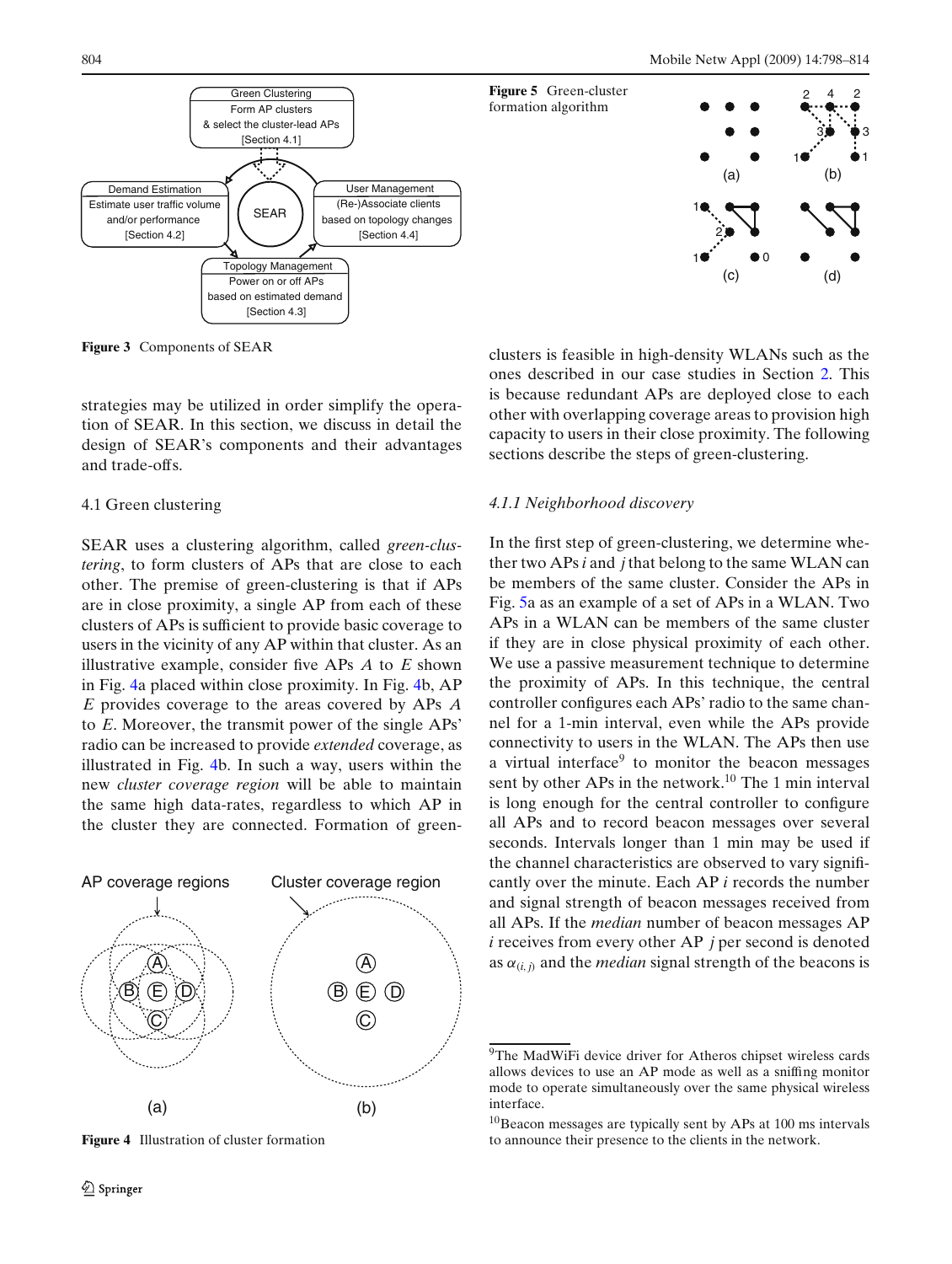Figure 3 Components of SEAR

strategies may be utilized in order simplify the operation of SEAR. In this section, we discuss in detail the design of SEAR's components and their advantages and trade-offs.

### 4.1 Green clustering

SEAR uses a clustering algorithm, called *green-clustering*, to form clusters of APs that are close to each other. The premise of green-clustering is that if APs are in close proximity, a single AP from each of these clusters of APs is sufficient to provide basic coverage to users in the vicinity of any AP within that cluster. As an illustrative example, consider five APs $A$ to $E$ shown in Fig. 4a placed within close proximity. In Fig. 4b, AP $E$ provides coverage to the areas covered by APs $A$ to $E$. Moreover, the transmit power of the single APs' radio can be increased to provide *extended* coverage, as illustrated in Fig. 4b. In such a way, users within the new *cluster coverage region* will be able to maintain the same high data-rates, regardless to which AP in the cluster they are connected. Formation of green-clusters is feasible in high-density WLANs such as the ones described in our case studies in Section 2. This is because redundant APs are deployed close to each other with overlapping coverage areas to provision high capacity to users in their close proximity. The following sections describe the steps of green-clustering.

Figure 4 Illustration of cluster formation

Figure 5 Green-cluster formation algorithm

#### 4.1.1 Neighborhood discovery

In the first step of green-clustering, we determine whether two APs $i$ and $j$ that belong to the same WLAN can be members of the same cluster. Consider the APs in Fig. 5a as an example of a set of APs in a WLAN. Two APs in a WLAN can be members of the same cluster if they are in close physical proximity of each other. We use a passive measurement technique to determine the proximity of APs. In this technique, the central controller configures each APs' radio to the same channel for a 1-min interval, even while the APs provide connectivity to users in the WLAN. The APs then use a virtual interface[9] to monitor the beacon messages sent by other APs in the network.[10] The 1 min interval is long enough for the central controller to configure all APs and to record beacon messages over several seconds. Intervals longer than 1 min may be used if the channel characteristics are observed to vary significantly over the minute. Each AP $i$ records the number and signal strength of beacon messages received from all APs. If the *median* number of beacon messages AP $i$ receives from every other AP $j$ per second is denoted as $\alpha_{(i,j)}$ and the *median* signal strength of the beacons is

[9]The MadWiFi device driver for Atheros chipset wireless cards allows devices to use an AP mode as well as a sniffing monitor mode to operate simultaneously over the same physical wireless interface.

[10]Beacon messages are typically sent by APs at 100 ms intervals to announce their presence to the clients in the network.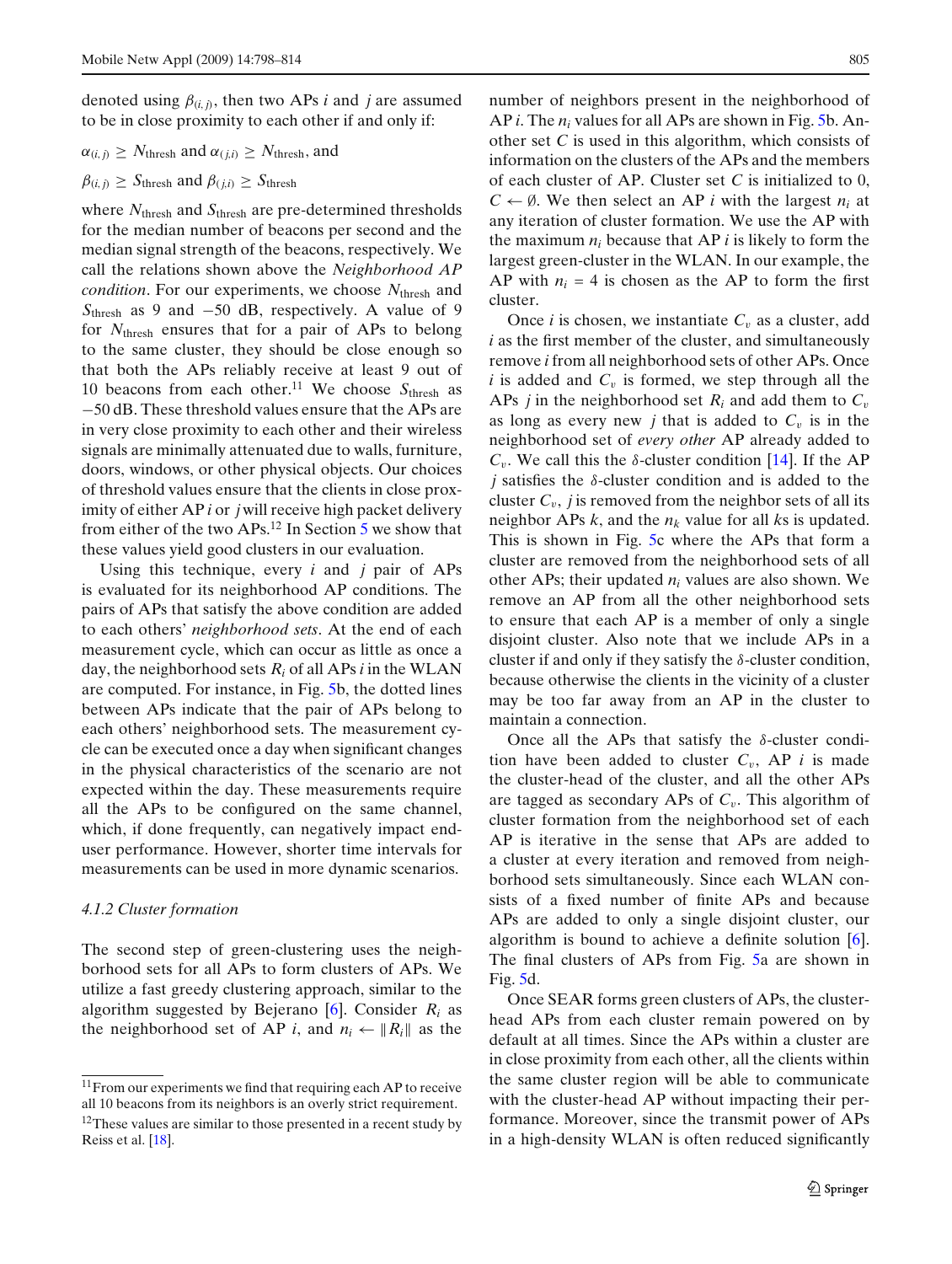denoted using $\beta_{(i,j)}$, then two APs $i$ and $j$ are assumed to be in close proximity to each other if and only if:

$\alpha_{(i,j)} \geq N_{\text{thresh}}$ and $\alpha_{(j,i)} \geq N_{\text{thresh}}$, and

$\beta_{(i,j)} \geq S_{\text{thresh}}$ and $\beta_{(j,i)} \geq S_{\text{thresh}}$

where $N_{\text{thresh}}$ and $S_{\text{thresh}}$ are pre-determined thresholds for the median number of beacons per second and the median signal strength of the beacons, respectively. We call the relations shown above the *Neighborhood AP condition*. For our experiments, we choose $N_{\text{thresh}}$ and $S_{\text{thresh}}$ as 9 and −50 dB, respectively. A value of 9 for $N_{\text{thresh}}$ ensures that for a pair of APs to belong to the same cluster, they should be close enough so that both the APs reliably receive at least 9 out of 10 beacons from each other.[11] We choose $S_{\text{thresh}}$ as −50 dB. These threshold values ensure that the APs are in very close proximity to each other and their wireless signals are minimally attenuated due to walls, furniture, doors, windows, or other physical objects. Our choices of threshold values ensure that the clients in close proximity of either AP $i$ or $j$ will receive high packet delivery from either of the two APs.[12] In Section 5 we show that these values yield good clusters in our evaluation.

Using this technique, every $i$ and $j$ pair of APs is evaluated for its neighborhood AP conditions. The pairs of APs that satisfy the above condition are added to each others' *neighborhood sets*. At the end of each measurement cycle, which can occur as little as once a day, the neighborhood sets $R_i$ of all APs $i$ in the WLAN are computed. For instance, in Fig. 5b, the dotted lines between APs indicate that the pair of APs belong to each others' neighborhood sets. The measurement cycle can be executed once a day when significant changes in the physical characteristics of the scenario are not expected within the day. These measurements require all the APs to be configured on the same channel, which, if done frequently, can negatively impact end-user performance. However, shorter time intervals for measurements can be used in more dynamic scenarios.

#### 4.1.2 Cluster formation

The second step of green-clustering uses the neighborhood sets for all APs to form clusters of APs. We utilize a fast greedy clustering approach, similar to the algorithm suggested by Bejerano [6]. Consider $R_i$ as the neighborhood set of AP $i$, and $n_i \leftarrow \|R_i\|$ as the number of neighbors present in the neighborhood of AP $i$. The $n_i$ values for all APs are shown in Fig. 5b. Another set $C$ is used in this algorithm, which consists of information on the clusters of the APs and the members of each cluster of AP. Cluster set $C$ is initialized to 0, $C \leftarrow \emptyset$. We then select an AP $i$ with the largest $n_i$ at any iteration of cluster formation. We use the AP with the maximum $n_i$ because that AP $i$ is likely to form the largest green-cluster in the WLAN. In our example, the AP with $n_i = 4$ is chosen as the AP to form the first cluster.

Once $i$ is chosen, we instantiate $C_v$ as a cluster, add $i$ as the first member of the cluster, and simultaneously remove $i$ from all neighborhood sets of other APs. Once $i$ is added and $C_v$ is formed, we step through all the APs $j$ in the neighborhood set $R_i$ and add them to $C_v$ as long as every new $j$ that is added to $C_v$ is in the neighborhood set of *every other* AP already added to $C_v$. We call this the $\delta$-cluster condition [14]. If the AP $j$ satisfies the $\delta$-cluster condition and is added to the cluster $C_v$, $j$ is removed from the neighbor sets of all its neighbor APs $k$, and the $n_k$ value for all $k$s is updated. This is shown in Fig. 5c where the APs that form a cluster are removed from the neighborhood sets of all other APs; their updated $n_i$ values are also shown. We remove an AP from all the other neighborhood sets to ensure that each AP is a member of only a single disjoint cluster. Also note that we include APs in a cluster if and only if they satisfy the $\delta$-cluster condition, because otherwise the clients in the vicinity of a cluster may be too far away from an AP in the cluster to maintain a connection.

Once all the APs that satisfy the $\delta$-cluster condition have been added to cluster $C_v$, AP $i$ is made the cluster-head of the cluster, and all the other APs are tagged as secondary APs of $C_v$. This algorithm of cluster formation from the neighborhood set of each AP is iterative in the sense that APs are added to a cluster at every iteration and removed from neighborhood sets simultaneously. Since each WLAN consists of a fixed number of finite APs and because APs are added to only a single disjoint cluster, our algorithm is bound to achieve a definite solution [6]. The final clusters of APs from Fig. 5a are shown in Fig. 5d.

Once SEAR forms green clusters of APs, the cluster-head APs from each cluster remain powered on by default at all times. Since the APs within a cluster are in close proximity from each other, all the clients within the same cluster region will be able to communicate with the cluster-head AP without impacting their performance. Moreover, since the transmit power of APs in a high-density WLAN is often reduced significantly

[11] From our experiments we find that requiring each AP to receive all 10 beacons from its neighbors is an overly strict requirement.

[12] These values are similar to those presented in a recent study by Reiss et al. [18].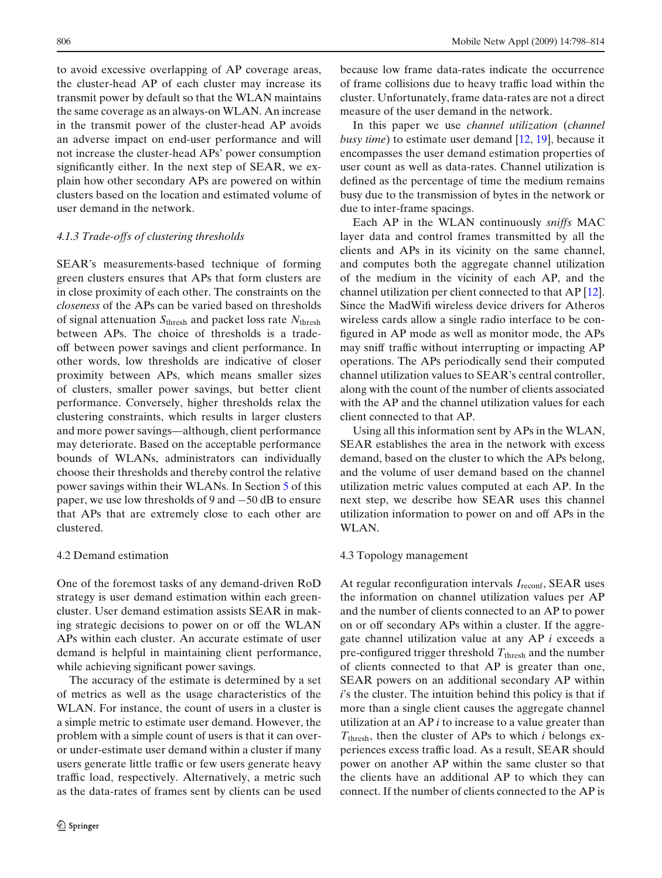to avoid excessive overlapping of AP coverage areas, the cluster-head AP of each cluster may increase its transmit power by default so that the WLAN maintains the same coverage as an always-on WLAN. An increase in the transmit power of the cluster-head AP avoids an adverse impact on end-user performance and will not increase the cluster-head APs' power consumption significantly either. In the next step of SEAR, we explain how other secondary APs are powered on within clusters based on the location and estimated volume of user demand in the network.

#### 4.1.3 Trade-offs of clustering thresholds

SEAR's measurements-based technique of forming green clusters ensures that APs that form clusters are in close proximity of each other. The constraints on the *closeness* of the APs can be varied based on thresholds of signal attenuation $S_{thresh}$ and packet loss rate $N_{thresh}$ between APs. The choice of thresholds is a trade-off between power savings and client performance. In other words, low thresholds are indicative of closer proximity between APs, which means smaller sizes of clusters, smaller power savings, but better client performance. Conversely, higher thresholds relax the clustering constraints, which results in larger clusters and more power savings—although, client performance may deteriorate. Based on the acceptable performance bounds of WLANs, administrators can individually choose their thresholds and thereby control the relative power savings within their WLANs. In Section 5 of this paper, we use low thresholds of 9 and −50 dB to ensure that APs that are extremely close to each other are clustered.

### 4.2 Demand estimation

One of the foremost tasks of any demand-driven RoD strategy is user demand estimation within each green-cluster. User demand estimation assists SEAR in making strategic decisions to power on or off the WLAN APs within each cluster. An accurate estimate of user demand is helpful in maintaining client performance, while achieving significant power savings.

The accuracy of the estimate is determined by a set of metrics as well as the usage characteristics of the WLAN. For instance, the count of users in a cluster is a simple metric to estimate user demand. However, the problem with a simple count of users is that it can over- or under-estimate user demand within a cluster if many users generate little traffic or few users generate heavy traffic load, respectively. Alternatively, a metric such as the data-rates of frames sent by clients can be used because low frame data-rates indicate the occurrence of frame collisions due to heavy traffic load within the cluster. Unfortunately, frame data-rates are not a direct measure of the user demand in the network.

In this paper we use *channel utilization* (*channel busy time*) to estimate user demand [12, 19], because it encompasses the user demand estimation properties of user count as well as data-rates. Channel utilization is defined as the percentage of time the medium remains busy due to the transmission of bytes in the network or due to inter-frame spacings.

Each AP in the WLAN continuously *sniffs* MAC layer data and control frames transmitted by all the clients and APs in its vicinity on the same channel, and computes both the aggregate channel utilization of the medium in the vicinity of each AP, and the channel utilization per client connected to that AP [12]. Since the MadWifi wireless device drivers for Atheros wireless cards allow a single radio interface to be configured in AP mode as well as monitor mode, the APs may sniff traffic without interrupting or impacting AP operations. The APs periodically send their computed channel utilization values to SEAR's central controller, along with the count of the number of clients associated with the AP and the channel utilization values for each client connected to that AP.

Using all this information sent by APs in the WLAN, SEAR establishes the area in the network with excess demand, based on the cluster to which the APs belong, and the volume of user demand based on the channel utilization metric values computed at each AP. In the next step, we describe how SEAR uses this channel utilization information to power on and off APs in the WLAN.

### 4.3 Topology management

At regular reconfiguration intervals $I_{reconf}$, SEAR uses the information on channel utilization values per AP and the number of clients connected to an AP to power on or off secondary APs within a cluster. If the aggregate channel utilization value at any AP $i$ exceeds a pre-configured trigger threshold $T_{thresh}$ and the number of clients connected to that AP is greater than one, SEAR powers on an additional secondary AP within $i$'s the cluster. The intuition behind this policy is that if more than a single client causes the aggregate channel utilization at an AP $i$ to increase to a value greater than $T_{thresh}$, then the cluster of APs to which $i$ belongs experiences excess traffic load. As a result, SEAR should power on another AP within the same cluster so that the clients have an additional AP to which they can connect. If the number of clients connected to the AP is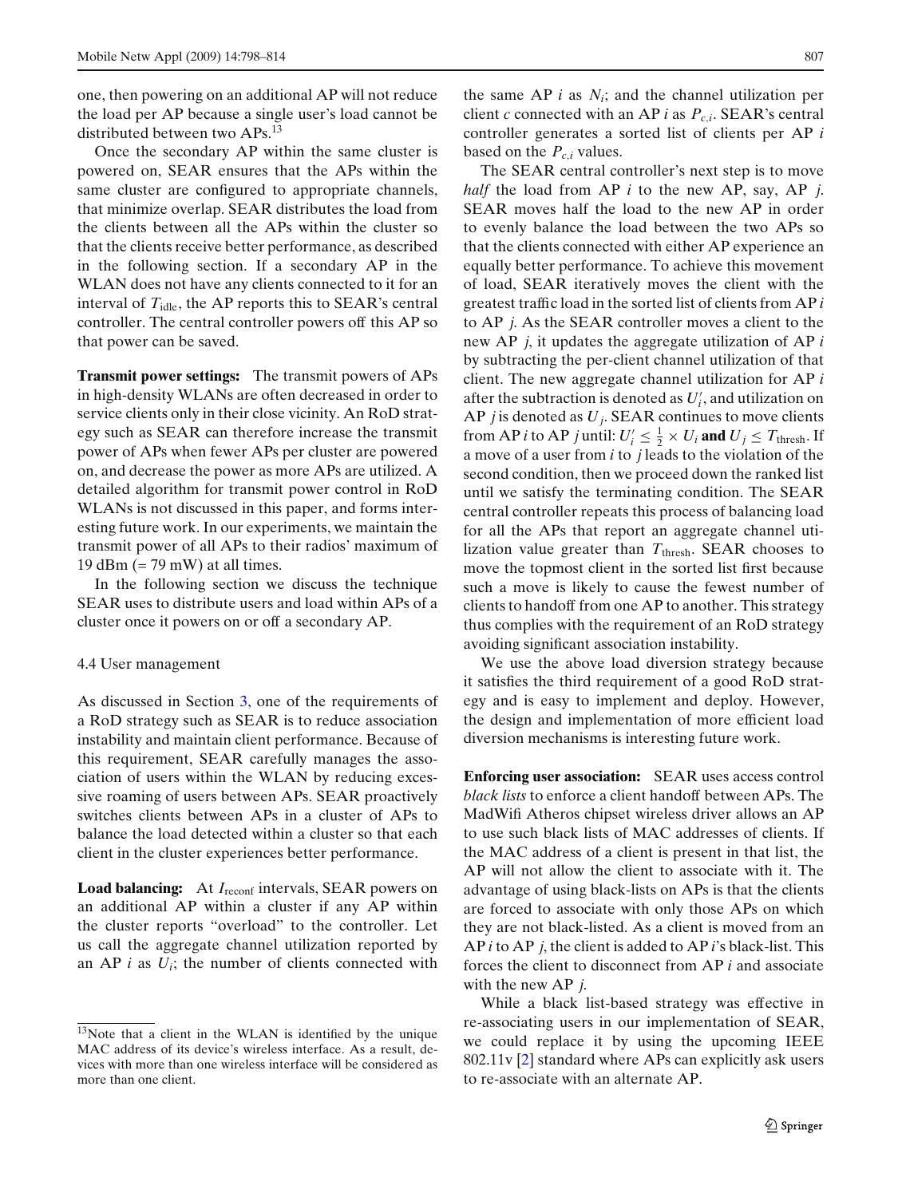one, then powering on an additional AP will not reduce the load per AP because a single user's load cannot be distributed between two APs.[13]

Once the secondary AP within the same cluster is powered on, SEAR ensures that the APs within the same cluster are configured to appropriate channels, that minimize overlap. SEAR distributes the load from the clients between all the APs within the cluster so that the clients receive better performance, as described in the following section. If a secondary AP in the WLAN does not have any clients connected to it for an interval of $T_{\text{idle}}$, the AP reports this to SEAR's central controller. The central controller powers off this AP so that power can be saved.

**Transmit power settings:** The transmit powers of APs in high-density WLANs are often decreased in order to service clients only in their close vicinity. An RoD strategy such as SEAR can therefore increase the transmit power of APs when fewer APs per cluster are powered on, and decrease the power as more APs are utilized. A detailed algorithm for transmit power control in RoD WLANs is not discussed in this paper, and forms interesting future work. In our experiments, we maintain the transmit power of all APs to their radios' maximum of 19 dBm (= 79 mW) at all times.

In the following section we discuss the technique SEAR uses to distribute users and load within APs of a cluster once it powers on or off a secondary AP.

### 4.4 User management

As discussed in Section 3, one of the requirements of a RoD strategy such as SEAR is to reduce association instability and maintain client performance. Because of this requirement, SEAR carefully manages the association of users within the WLAN by reducing excessive roaming of users between APs. SEAR proactively switches clients between APs in a cluster of APs to balance the load detected within a cluster so that each client in the cluster experiences better performance.

**Load balancing:** At $I_{\text{reconf}}$ intervals, SEAR powers on an additional AP within a cluster if any AP within the cluster reports "overload" to the controller. Let us call the aggregate channel utilization reported by an AP $i$ as $U_i$; the number of clients connected with the same AP $i$ as $N_i$; and the channel utilization per client $c$ connected with an AP $i$ as $P_{c,i}$. SEAR's central controller generates a sorted list of clients per AP $i$ based on the $P_{c,i}$ values.

The SEAR central controller's next step is to move *half* the load from AP $i$ to the new AP, say, AP $j$. SEAR moves half the load to the new AP in order to evenly balance the load between the two APs so that the clients connected with either AP experience an equally better performance. To achieve this movement of load, SEAR iteratively moves the client with the greatest traffic load in the sorted list of clients from AP $i$ to AP $j$. As the SEAR controller moves a client to the new AP $j$, it updates the aggregate utilization of AP $i$ by subtracting the per-client channel utilization of that client. The new aggregate channel utilization for AP $i$ after the subtraction is denoted as $U_i'$, and utilization on AP $j$ is denoted as $U_j$. SEAR continues to move clients from AP $i$ to AP $j$ until: $U_i' \leq \frac{1}{2} \times U_i$ **and** $U_j \leq T_{\text{thresh}}$. If a move of a user from $i$ to $j$ leads to the violation of the second condition, then we proceed down the ranked list until we satisfy the terminating condition. The SEAR central controller repeats this process of balancing load for all the APs that report an aggregate channel utilization value greater than $T_{\text{thresh}}$. SEAR chooses to move the topmost client in the sorted list first because such a move is likely to cause the fewest number of clients to handoff from one AP to another. This strategy thus complies with the requirement of an RoD strategy avoiding significant association instability.

We use the above load diversion strategy because it satisfies the third requirement of a good RoD strategy and is easy to implement and deploy. However, the design and implementation of more efficient load diversion mechanisms is interesting future work.

**Enforcing user association:** SEAR uses access control *black lists* to enforce a client handoff between APs. The MadWifi Atheros chipset wireless driver allows an AP to use such black lists of MAC addresses of clients. If the MAC address of a client is present in that list, the AP will not allow the client to associate with it. The advantage of using black-lists on APs is that the clients are forced to associate with only those APs on which they are not black-listed. As a client is moved from an AP $i$ to AP $j$, the client is added to AP $i$'s black-list. This forces the client to disconnect from AP $i$ and associate with the new AP $j$.

While a black list-based strategy was effective in re-associating users in our implementation of SEAR, we could replace it by using the upcoming IEEE 802.11v [2] standard where APs can explicitly ask users to re-associate with an alternate AP.

[13] Note that a client in the WLAN is identified by the unique MAC address of its device's wireless interface. As a result, devices with more than one wireless interface will be considered as more than one client.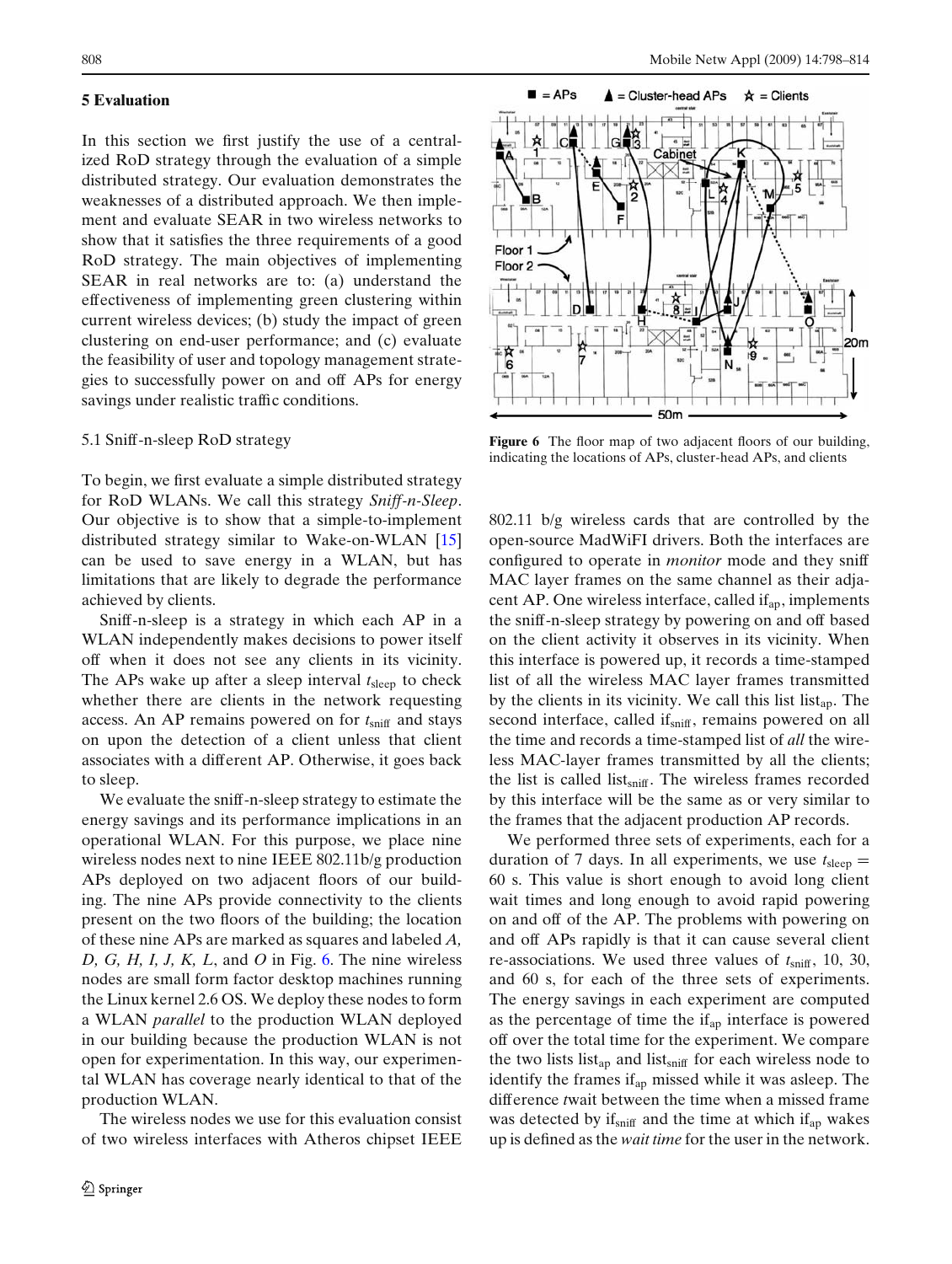## 5 Evaluation

In this section we first justify the use of a centralized RoD strategy through the evaluation of a simple distributed strategy. Our evaluation demonstrates the weaknesses of a distributed approach. We then implement and evaluate SEAR in two wireless networks to show that it satisfies the three requirements of a good RoD strategy. The main objectives of implementing SEAR in real networks are to: (a) understand the effectiveness of implementing green clustering within current wireless devices; (b) study the impact of green clustering on end-user performance; and (c) evaluate the feasibility of user and topology management strategies to successfully power on and off APs for energy savings under realistic traffic conditions.

### 5.1 Sniff-n-sleep RoD strategy

To begin, we first evaluate a simple distributed strategy for RoD WLANs. We call this strategy *Sniff-n-Sleep*. Our objective is to show that a simple-to-implement distributed strategy similar to Wake-on-WLAN [15] can be used to save energy in a WLAN, but has limitations that are likely to degrade the performance achieved by clients.

Sniff-n-sleep is a strategy in which each AP in a WLAN independently makes decisions to power itself off when it does not see any clients in its vicinity. The APs wake up after a sleep interval $t_{sleep}$ to check whether there are clients in the network requesting access. An AP remains powered on for $t_{sniff}$ and stays on upon the detection of a client unless that client associates with a different AP. Otherwise, it goes back to sleep.

We evaluate the sniff-n-sleep strategy to estimate the energy savings and its performance implications in an operational WLAN. For this purpose, we place nine wireless nodes next to nine IEEE 802.11b/g production APs deployed on two adjacent floors of our building. The nine APs provide connectivity to the clients present on the two floors of the building; the location of these nine APs are marked as squares and labeled *A, D, G, H, I, J, K, L*, and *O* in Fig. 6. The nine wireless nodes are small form factor desktop machines running the Linux kernel 2.6 OS. We deploy these nodes to form a WLAN *parallel* to the production WLAN deployed in our building because the production WLAN is not open for experimentation. In this way, our experimental WLAN has coverage nearly identical to that of the production WLAN.

The wireless nodes we use for this evaluation consist of two wireless interfaces with Atheros chipset IEEE 802.11 b/g wireless cards that are controlled by the open-source MadWiFI drivers. Both the interfaces are configured to operate in *monitor* mode and they sniff MAC layer frames on the same channel as their adjacent AP. One wireless interface, called $\text{if}_{ap}$, implements the sniff-n-sleep strategy by powering on and off based on the client activity it observes in its vicinity. When this interface is powered up, it records a time-stamped list of all the wireless MAC layer frames transmitted by the clients in its vicinity. We call this list $\text{list}_{ap}$. The second interface, called $\text{if}_{sniff}$, remains powered on all the time and records a time-stamped list of *all* the wireless MAC-layer frames transmitted by all the clients; the list is called $\text{list}_{sniff}$. The wireless frames recorded by this interface will be the same as or very similar to the frames that the adjacent production AP records.

**Figure 6** The floor map of two adjacent floors of our building, indicating the locations of APs, cluster-head APs, and clients

We performed three sets of experiments, each for a duration of 7 days. In all experiments, we use $t_{sleep} = 60$ s. This value is short enough to avoid long client wait times and long enough to avoid rapid powering on and off of the AP. The problems with powering on and off APs rapidly is that it can cause several client re-associations. We used three values of $t_{sniff}$, 10, 30, and 60 s, for each of the three sets of experiments. The energy savings in each experiment are computed as the percentage of time the $\text{if}_{ap}$ interface is powered off over the total time for the experiment. We compare the two lists $\text{list}_{ap}$ and $\text{list}_{sniff}$ for each wireless node to identify the frames $\text{if}_{ap}$ missed while it was asleep. The difference *t*wait between the time when a missed frame was detected by $\text{if}_{sniff}$ and the time at which $\text{if}_{ap}$ wakes up is defined as the *wait time* for the user in the network.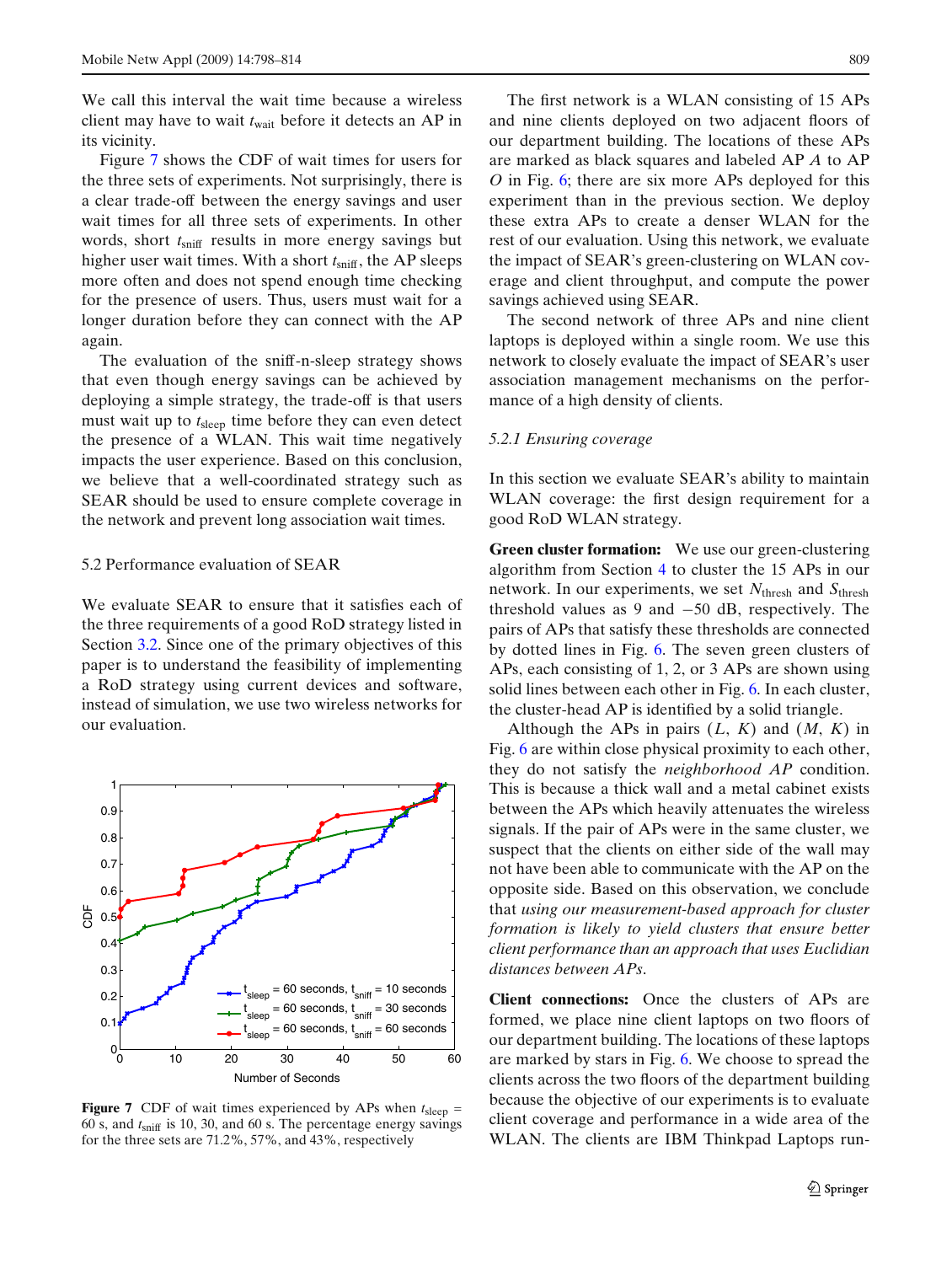We call this interval the wait time because a wireless client may have to wait $t_{wait}$ before it detects an AP in its vicinity.

Figure 7 shows the CDF of wait times for users for the three sets of experiments. Not surprisingly, there is a clear trade-off between the energy savings and user wait times for all three sets of experiments. In other words, short $t_{sniff}$ results in more energy savings but higher user wait times. With a short $t_{sniff}$, the AP sleeps more often and does not spend enough time checking for the presence of users. Thus, users must wait for a longer duration before they can connect with the AP again.

The evaluation of the sniff-n-sleep strategy shows that even though energy savings can be achieved by deploying a simple strategy, the trade-off is that users must wait up to $t_{sleep}$ time before they can even detect the presence of a WLAN. This wait time negatively impacts the user experience. Based on this conclusion, we believe that a well-coordinated strategy such as SEAR should be used to ensure complete coverage in the network and prevent long association wait times.

## 5.2 Performance evaluation of SEAR

We evaluate SEAR to ensure that it satisfies each of the three requirements of a good RoD strategy listed in Section 3.2. Since one of the primary objectives of this paper is to understand the feasibility of implementing a RoD strategy using current devices and software, instead of simulation, we use two wireless networks for our evaluation.

**Figure 7** CDF of wait times experienced by APs when $t_{sleep}$ = 60 s, and $t_{sniff}$ is 10, 30, and 60 s. The percentage energy savings for the three sets are 71.2%, 57%, and 43%, respectively

The first network is a WLAN consisting of 15 APs and nine clients deployed on two adjacent floors of our department building. The locations of these APs are marked as black squares and labeled AP *A* to AP *O* in Fig. 6; there are six more APs deployed for this experiment than in the previous section. We deploy these extra APs to create a denser WLAN for the rest of our evaluation. Using this network, we evaluate the impact of SEAR's green-clustering on WLAN coverage and client throughput, and compute the power savings achieved using SEAR.

The second network of three APs and nine client laptops is deployed within a single room. We use this network to closely evaluate the impact of SEAR's user association management mechanisms on the performance of a high density of clients.

### 5.2.1 Ensuring coverage

In this section we evaluate SEAR's ability to maintain WLAN coverage: the first design requirement for a good RoD WLAN strategy.

**Green cluster formation:** We use our green-clustering algorithm from Section 4 to cluster the 15 APs in our network. In our experiments, we set $N_{thresh}$ and $S_{thresh}$ threshold values as 9 and −50 dB, respectively. The pairs of APs that satisfy these thresholds are connected by dotted lines in Fig. 6. The seven green clusters of APs, each consisting of 1, 2, or 3 APs are shown using solid lines between each other in Fig. 6. In each cluster, the cluster-head AP is identified by a solid triangle.

Although the APs in pairs (*L*, *K*) and (*M*, *K*) in Fig. 6 are within close physical proximity to each other, they do not satisfy the *neighborhood AP* condition. This is because a thick wall and a metal cabinet exists between the APs which heavily attenuates the wireless signals. If the pair of APs were in the same cluster, we suspect that the clients on either side of the wall may not have been able to communicate with the AP on the opposite side. Based on this observation, we conclude that *using our measurement-based approach for cluster formation is likely to yield clusters that ensure better client performance than an approach that uses Euclidian distances between APs*.

**Client connections:** Once the clusters of APs are formed, we place nine client laptops on two floors of our department building. The locations of these laptops are marked by stars in Fig. 6. We choose to spread the clients across the two floors of the department building because the objective of our experiments is to evaluate client coverage and performance in a wide area of the WLAN. The clients are IBM Thinkpad Laptops run-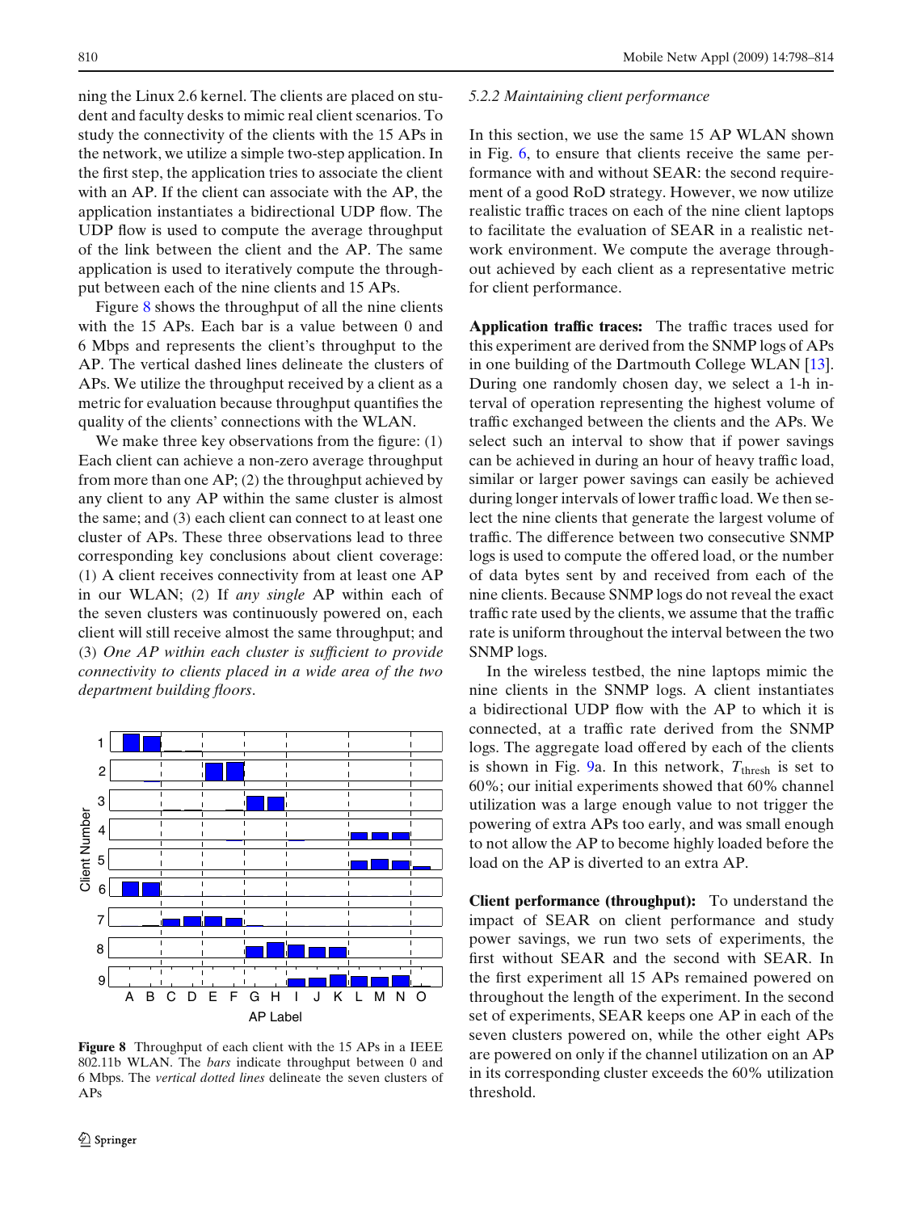ning the Linux 2.6 kernel. The clients are placed on student and faculty desks to mimic real client scenarios. To study the connectivity of the clients with the 15 APs in the network, we utilize a simple two-step application. In the first step, the application tries to associate the client with an AP. If the client can associate with the AP, the application instantiates a bidirectional UDP flow. The UDP flow is used to compute the average throughput of the link between the client and the AP. The same application is used to iteratively compute the throughput between each of the nine clients and 15 APs.

Figure 8 shows the throughput of all the nine clients with the 15 APs. Each bar is a value between 0 and 6 Mbps and represents the client's throughput to the AP. The vertical dashed lines delineate the clusters of APs. We utilize the throughput received by a client as a metric for evaluation because throughput quantifies the quality of the clients' connections with the WLAN.

We make three key observations from the figure: (1) Each client can achieve a non-zero average throughput from more than one AP; (2) the throughput achieved by any client to any AP within the same cluster is almost the same; and (3) each client can connect to at least one cluster of APs. These three observations lead to three corresponding key conclusions about client coverage: (1) A client receives connectivity from at least one AP in our WLAN; (2) If *any single* AP within each of the seven clusters was continuously powered on, each client will still receive almost the same throughput; and (3) *One AP within each cluster is sufficient to provide connectivity to clients placed in a wide area of the two department building floors*.

Client Number
1
2
3
4
5
6
7
8
9
A B C D E F G H I J K L M N O
AP Label

**Figure 8** Throughput of each client with the 15 APs in a IEEE 802.11b WLAN. The *bars* indicate throughput between 0 and 6 Mbps. The *vertical dotted lines* delineate the seven clusters of APs

### 5.2.2 Maintaining client performance

In this section, we use the same 15 AP WLAN shown in Fig. 6, to ensure that clients receive the same performance with and without SEAR: the second requirement of a good RoD strategy. However, we now utilize realistic traffic traces on each of the nine client laptops to facilitate the evaluation of SEAR in a realistic network environment. We compute the average throughput achieved by each client as a representative metric for client performance.

**Application traffic traces:** The traffic traces used for this experiment are derived from the SNMP logs of APs in one building of the Dartmouth College WLAN [13]. During one randomly chosen day, we select a 1-h interval of operation representing the highest volume of traffic exchanged between the clients and the APs. We select such an interval to show that if power savings can be achieved in during an hour of heavy traffic load, similar or larger power savings can easily be achieved during longer intervals of lower traffic load. We then select the nine clients that generate the largest volume of traffic. The difference between two consecutive SNMP logs is used to compute the offered load, or the number of data bytes sent by and received from each of the nine clients. Because SNMP logs do not reveal the exact traffic rate used by the clients, we assume that the traffic rate is uniform throughout the interval between the two SNMP logs.

In the wireless testbed, the nine laptops mimic the nine clients in the SNMP logs. A client instantiates a bidirectional UDP flow with the AP to which it is connected, at a traffic rate derived from the SNMP logs. The aggregate load offered by each of the clients is shown in Fig. 9a. In this network, $T_{\text{thresh}}$ is set to 60%; our initial experiments showed that 60% channel utilization was a large enough value to not trigger the powering of extra APs too early, and was small enough to not allow the AP to become highly loaded before the load on the AP is diverted to an extra AP.

**Client performance (throughput):** To understand the impact of SEAR on client performance and study power savings, we run two sets of experiments, the first without SEAR and the second with SEAR. In the first experiment all 15 APs remained powered on throughout the length of the experiment. In the second set of experiments, SEAR keeps one AP in each of the seven clusters powered on, while the other eight APs are powered on only if the channel utilization on an AP in its corresponding cluster exceeds the 60% utilization threshold.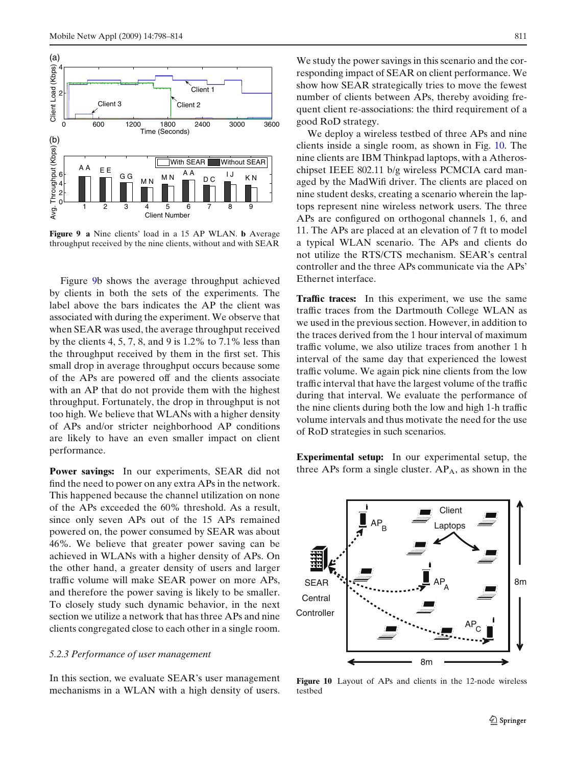Figure 9 **a** Nine clients' load in a 15 AP WLAN. **b** Average throughput received by the nine clients, without and with SEAR

Figure 9b shows the average throughput achieved by clients in both the sets of the experiments. The label above the bars indicates the AP the client was associated with during the experiment. We observe that when SEAR was used, the average throughput received by the clients 4, 5, 7, 8, and 9 is 1.2% to 7.1% less than the throughput received by them in the first set. This small drop in average throughput occurs because some of the APs are powered off and the clients associate with an AP that do not provide them with the highest throughput. Fortunately, the drop in throughput is not too high. We believe that WLANs with a higher density of APs and/or stricter neighborhood AP conditions are likely to have an even smaller impact on client performance.

**Power savings:** In our experiments, SEAR did not find the need to power on any extra APs in the network. This happened because the channel utilization on none of the APs exceeded the 60% threshold. As a result, since only seven APs out of the 15 APs remained powered on, the power consumed by SEAR was about 46%. We believe that greater power saving can be achieved in WLANs with a higher density of APs. On the other hand, a greater density of users and larger traffic volume will make SEAR power on more APs, and therefore the power saving is likely to be smaller. To closely study such dynamic behavior, in the next section we utilize a network that has three APs and nine clients congregated close to each other in a single room.

### 5.2.3 Performance of user management

In this section, we evaluate SEAR's user management mechanisms in a WLAN with a high density of users. We study the power savings in this scenario and the corresponding impact of SEAR on client performance. We show how SEAR strategically tries to move the fewest number of clients between APs, thereby avoiding frequent client re-associations: the third requirement of a good RoD strategy.

We deploy a wireless testbed of three APs and nine clients inside a single room, as shown in Fig. 10. The nine clients are IBM Thinkpad laptops, with a Atheros-chipset IEEE 802.11 b/g wireless PCMCIA card managed by the MadWifi driver. The clients are placed on nine student desks, creating a scenario wherein the laptops represent nine wireless network users. The three APs are configured on orthogonal channels 1, 6, and 11. The APs are placed at an elevation of 7 ft to model a typical WLAN scenario. The APs and clients do not utilize the RTS/CTS mechanism. SEAR's central controller and the three APs communicate via the APs' Ethernet interface.

**Traffic traces:** In this experiment, we use the same traffic traces from the Dartmouth College WLAN as we used in the previous section. However, in addition to the traces derived from the 1 hour interval of maximum traffic volume, we also utilize traces from another 1 h interval of the same day that experienced the lowest traffic volume. We again pick nine clients from the low traffic interval that have the largest volume of the traffic during that interval. We evaluate the performance of the nine clients during both the low and high 1-h traffic volume intervals and thus motivate the need for the use of RoD strategies in such scenarios.

**Experimental setup:** In our experimental setup, the three APs form a single cluster. $AP_A$, as shown in the

Figure 10 Layout of APs and clients in the 12-node wireless testbed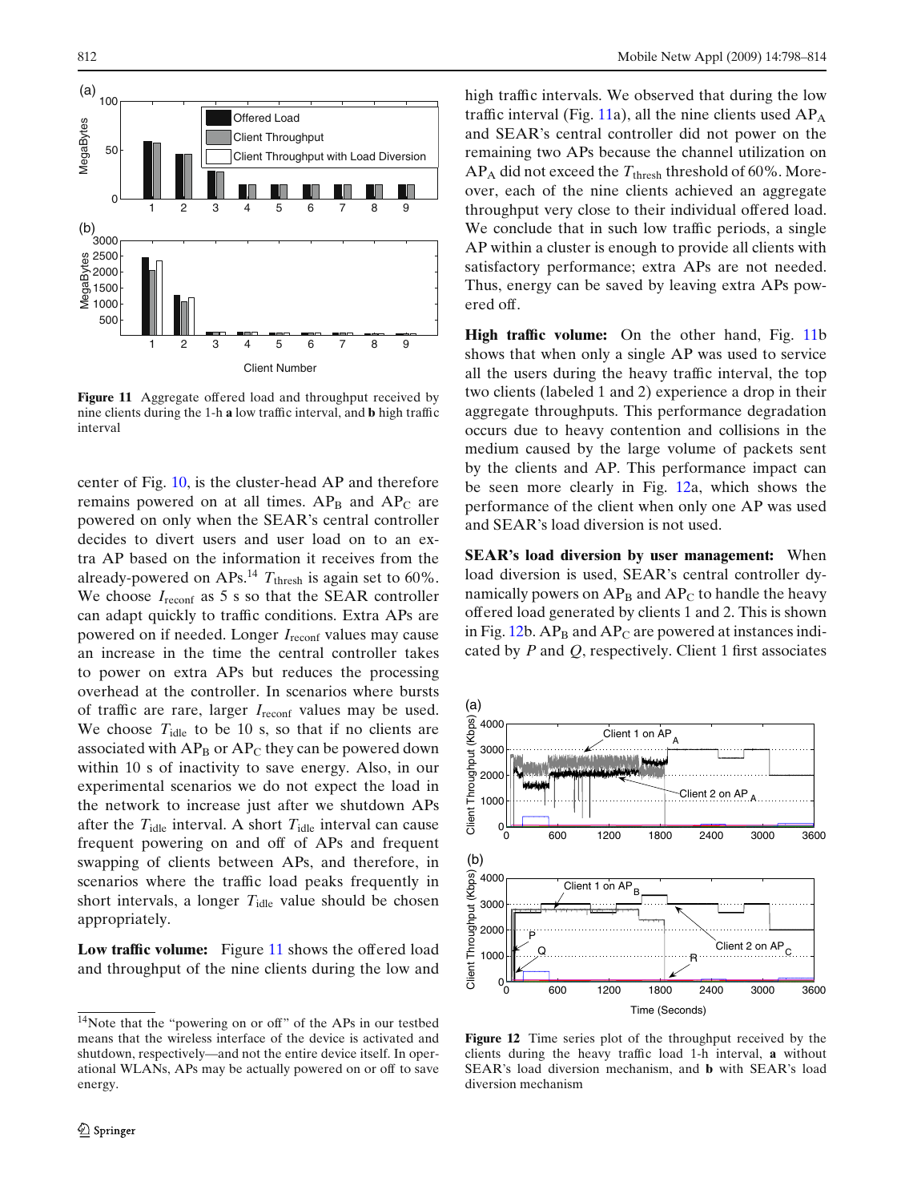Figure 11 Aggregate offered load and throughput received by nine clients during the 1-h **a** low traffic interval, and **b** high traffic interval

center of Fig. 10, is the cluster-head AP and therefore remains powered on at all times. $AP_B$ and $AP_C$ are powered on only when the SEAR's central controller decides to divert users and user load on to an extra AP based on the information it receives from the already-powered on APs.[14] $T_{thresh}$ is again set to 60%. We choose $I_{reconf}$ as 5 s so that the SEAR controller can adapt quickly to traffic conditions. Extra APs are powered on if needed. Longer $I_{reconf}$ values may cause an increase in the time the central controller takes to power on extra APs but reduces the processing overhead at the controller. In scenarios where bursts of traffic are rare, larger $I_{reconf}$ values may be used. We choose $T_{idle}$ to be 10 s, so that if no clients are associated with $AP_B$ or $AP_C$ they can be powered down within 10 s of inactivity to save energy. Also, in our experimental scenarios we do not expect the load in the network to increase just after we shutdown APs after the $T_{idle}$ interval. A short $T_{idle}$ interval can cause frequent powering on and off of APs and frequent swapping of clients between APs, and therefore, in scenarios where the traffic load peaks frequently in short intervals, a longer $T_{idle}$ value should be chosen appropriately.

**Low traffic volume:** Figure 11 shows the offered load and throughput of the nine clients during the low and high traffic intervals. We observed that during the low traffic interval (Fig. 11a), all the nine clients used $AP_A$ and SEAR's central controller did not power on the remaining two APs because the channel utilization on $AP_A$ did not exceed the $T_{thresh}$ threshold of 60%. Moreover, each of the nine clients achieved an aggregate throughput very close to their individual offered load. We conclude that in such low traffic periods, a single AP within a cluster is enough to provide all clients with satisfactory performance; extra APs are not needed. Thus, energy can be saved by leaving extra APs powered off.

**High traffic volume:** On the other hand, Fig. 11b shows that when only a single AP was used to service all the users during the heavy traffic interval, the top two clients (labeled 1 and 2) experience a drop in their aggregate throughputs. This performance degradation occurs due to heavy contention and collisions in the medium caused by the large volume of packets sent by the clients and AP. This performance impact can be seen more clearly in Fig. 12a, which shows the performance of the client when only one AP was used and SEAR's load diversion is not used.

**SEAR's load diversion by user management:** When load diversion is used, SEAR's central controller dynamically powers on $AP_B$ and $AP_C$ to handle the heavy offered load generated by clients 1 and 2. This is shown in Fig. 12b. $AP_B$ and $AP_C$ are powered at instances indicated by $P$ and $Q$, respectively. Client 1 first associates

Figure 12 Time series plot of the throughput received by the clients during the heavy traffic load 1-h interval, **a** without SEAR's load diversion mechanism, and **b** with SEAR's load diversion mechanism

[14]Note that the "powering on or off" of the APs in our testbed means that the wireless interface of the device is activated and shutdown, respectively—and not the entire device itself. In operational WLANs, APs may be actually powered on or off to save energy.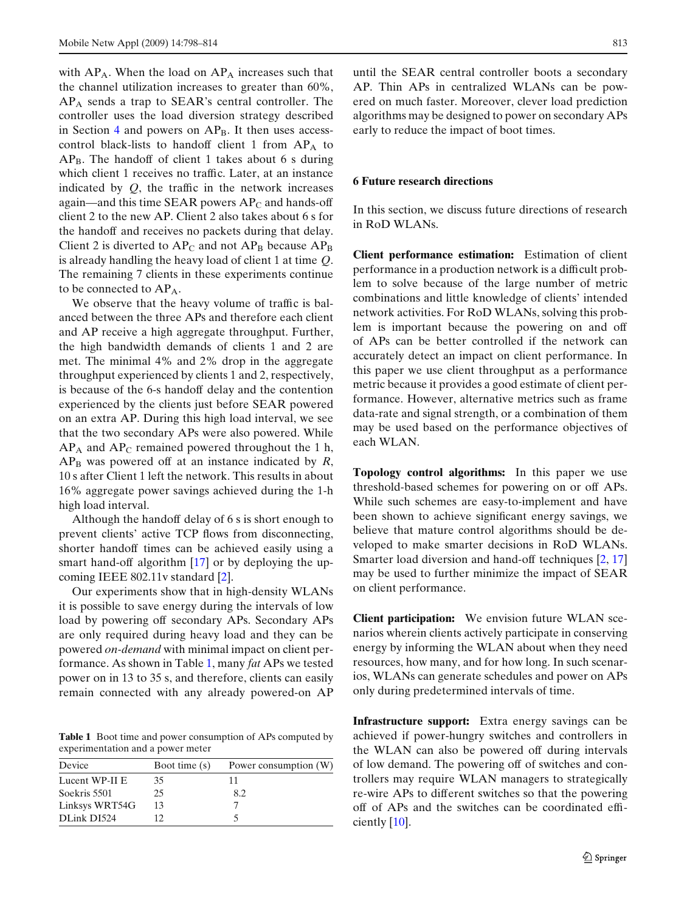with $AP_A$. When the load on $AP_A$ increases such that the channel utilization increases to greater than 60%, $AP_A$ sends a trap to SEAR's central controller. The controller uses the load diversion strategy described in Section 4 and powers on $AP_B$. It then uses access-control black-lists to handoff client 1 from $AP_A$ to $AP_B$. The handoff of client 1 takes about 6 s during which client 1 receives no traffic. Later, at an instance indicated by $Q$, the traffic in the network increases again—and this time SEAR powers $AP_C$ and hands-off client 2 to the new AP. Client 2 also takes about 6 s for the handoff and receives no packets during that delay. Client 2 is diverted to $AP_C$ and not $AP_B$ because $AP_B$ is already handling the heavy load of client 1 at time $Q$. The remaining 7 clients in these experiments continue to be connected to $AP_A$.

We observe that the heavy volume of traffic is balanced between the three APs and therefore each client and AP receive a high aggregate throughput. Further, the high bandwidth demands of clients 1 and 2 are met. The minimal 4% and 2% drop in the aggregate throughput experienced by clients 1 and 2, respectively, is because of the 6-s handoff delay and the contention experienced by the clients just before SEAR powered on an extra AP. During this high load interval, we see that the two secondary APs were also powered. While $AP_A$ and $AP_C$ remained powered throughout the 1 h, $AP_B$ was powered off at an instance indicated by $R$, 10 s after Client 1 left the network. This results in about 16% aggregate power savings achieved during the 1-h high load interval.

Although the handoff delay of 6 s is short enough to prevent clients' active TCP flows from disconnecting, shorter handoff times can be achieved easily using a smart hand-off algorithm [17] or by deploying the upcoming IEEE 802.11v standard [2].

Our experiments show that in high-density WLANs it is possible to save energy during the intervals of low load by powering off secondary APs. Secondary APs are only required during heavy load and they can be powered *on-demand* with minimal impact on client performance. As shown in Table 1, many *fat* APs we tested power on in 13 to 35 s, and therefore, clients can easily remain connected with any already powered-on AP until the SEAR central controller boots a secondary AP. Thin APs in centralized WLANs can be powered on much faster. Moreover, clever load prediction algorithms may be designed to power on secondary APs early to reduce the impact of boot times.

**Table 1** Boot time and power consumption of APs computed by experimentation and a power meter

| Device | Boot time (s) | Power consumption (W) |
|---|---|---|
| Lucent WP-II E | 35 | 11 |
| Soekris 5501 | 25 | 8.2 |
| Linksys WRT54G | 13 | 7 |
| DLink DI524 | 12 | 5 |

## 6 Future research directions

In this section, we discuss future directions of research in RoD WLANs.

**Client performance estimation:** Estimation of client performance in a production network is a difficult problem to solve because of the large number of metric combinations and little knowledge of clients' intended network activities. For RoD WLANs, solving this problem is important because the powering on and off of APs can be better controlled if the network can accurately detect an impact on client performance. In this paper we use client throughput as a performance metric because it provides a good estimate of client performance. However, alternative metrics such as frame data-rate and signal strength, or a combination of them may be used based on the performance objectives of each WLAN.

**Topology control algorithms:** In this paper we use threshold-based schemes for powering on or off APs. While such schemes are easy-to-implement and have been shown to achieve significant energy savings, we believe that mature control algorithms should be developed to make smarter decisions in RoD WLANs. Smarter load diversion and hand-off techniques [2, 17] may be used to further minimize the impact of SEAR on client performance.

**Client participation:** We envision future WLAN scenarios wherein clients actively participate in conserving energy by informing the WLAN about when they need resources, how many, and for how long. In such scenarios, WLANs can generate schedules and power on APs only during predetermined intervals of time.

**Infrastructure support:** Extra energy savings can be achieved if power-hungry switches and controllers in the WLAN can also be powered off during intervals of low demand. The powering off of switches and controllers may require WLAN managers to strategically re-wire APs to different switches so that the powering off of APs and the switches can be coordinated efficiently [10].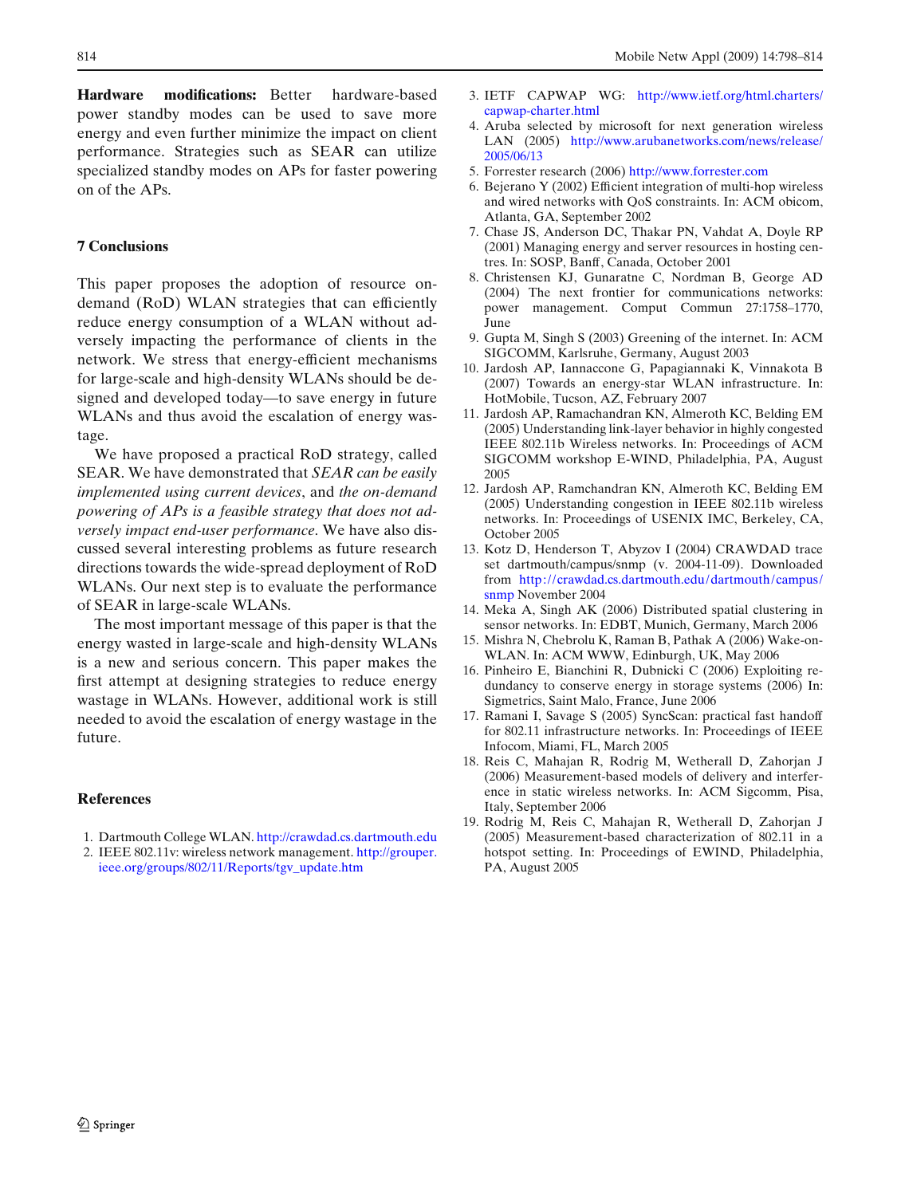**Hardware modifications:** Better hardware-based power standby modes can be used to save more energy and even further minimize the impact on client performance. Strategies such as SEAR can utilize specialized standby modes on APs for faster powering on of the APs.

## 7 Conclusions

This paper proposes the adoption of resource on-demand (RoD) WLAN strategies that can efficiently reduce energy consumption of a WLAN without adversely impacting the performance of clients in the network. We stress that energy-efficient mechanisms for large-scale and high-density WLANs should be designed and developed today—to save energy in future WLANs and thus avoid the escalation of energy wastage.

We have proposed a practical RoD strategy, called SEAR. We have demonstrated that *SEAR can be easily implemented using current devices*, and *the on-demand powering of APs is a feasible strategy that does not adversely impact end-user performance*. We have also discussed several interesting problems as future research directions towards the wide-spread deployment of RoD WLANs. Our next step is to evaluate the performance of SEAR in large-scale WLANs.

The most important message of this paper is that the energy wasted in large-scale and high-density WLANs is a new and serious concern. This paper makes the first attempt at designing strategies to reduce energy wastage in WLANs. However, additional work is still needed to avoid the escalation of energy wastage in the future.

## References

1. Dartmouth College WLAN. http://crawdad.cs.dartmouth.edu
2. IEEE 802.11v: wireless network management. http://grouper.ieee.org/groups/802/11/Reports/tgv_update.htm
3. IETF CAPWAP WG: http://www.ietf.org/html.charters/capwap-charter.html
4. Aruba selected by microsoft for next generation wireless LAN (2005) http://www.arubanetworks.com/news/release/2005/06/13
5. Forrester research (2006) http://www.forrester.com
6. Bejerano Y (2002) Efficient integration of multi-hop wireless and wired networks with QoS constraints. In: ACM obicom, Atlanta, GA, September 2002
7. Chase JS, Anderson DC, Thakar PN, Vahdat A, Doyle RP (2001) Managing energy and server resources in hosting centres. In: SOSP, Banff, Canada, October 2001
8. Christensen KJ, Gunaratne C, Nordman B, George AD (2004) The next frontier for communications networks: power management. Comput Commun 27:1758–1770, June
9. Gupta M, Singh S (2003) Greening of the internet. In: ACM SIGCOMM, Karlsruhe, Germany, August 2003
10. Jardosh AP, Iannaccone G, Papagiannaki K, Vinnakota B (2007) Towards an energy-star WLAN infrastructure. In: HotMobile, Tucson, AZ, February 2007
11. Jardosh AP, Ramachandran KN, Almeroth KC, Belding EM (2005) Understanding link-layer behavior in highly congested IEEE 802.11b Wireless networks. In: Proceedings of ACM SIGCOMM workshop E-WIND, Philadelphia, PA, August 2005
12. Jardosh AP, Ramchandran KN, Almeroth KC, Belding EM (2005) Understanding congestion in IEEE 802.11b wireless networks. In: Proceedings of USENIX IMC, Berkeley, CA, October 2005
13. Kotz D, Henderson T, Abyzov I (2004) CRAWDAD trace set dartmouth/campus/snmp (v. 2004-11-09). Downloaded from http://crawdad.cs.dartmouth.edu/dartmouth/campus/snmp November 2004
14. Meka A, Singh AK (2006) Distributed spatial clustering in sensor networks. In: EDBT, Munich, Germany, March 2006
15. Mishra N, Chebrolu K, Raman B, Pathak A (2006) Wake-on-WLAN. In: ACM WWW, Edinburgh, UK, May 2006
16. Pinheiro E, Bianchini R, Dubnicki C (2006) Exploiting redundancy to conserve energy in storage systems (2006) In: Sigmetrics, Saint Malo, France, June 2006
17. Ramani I, Savage S (2005) SyncScan: practical fast handoff for 802.11 infrastructure networks. In: Proceedings of IEEE Infocom, Miami, FL, March 2005
18. Reis C, Mahajan R, Rodrig M, Wetherall D, Zahorjan J (2006) Measurement-based models of delivery and interference in static wireless networks. In: ACM Sigcomm, Pisa, Italy, September 2006
19. Rodrig M, Reis C, Mahajan R, Wetherall D, Zahorjan J (2005) Measurement-based characterization of 802.11 in a hotspot setting. In: Proceedings of EWIND, Philadelphia, PA, August 2005